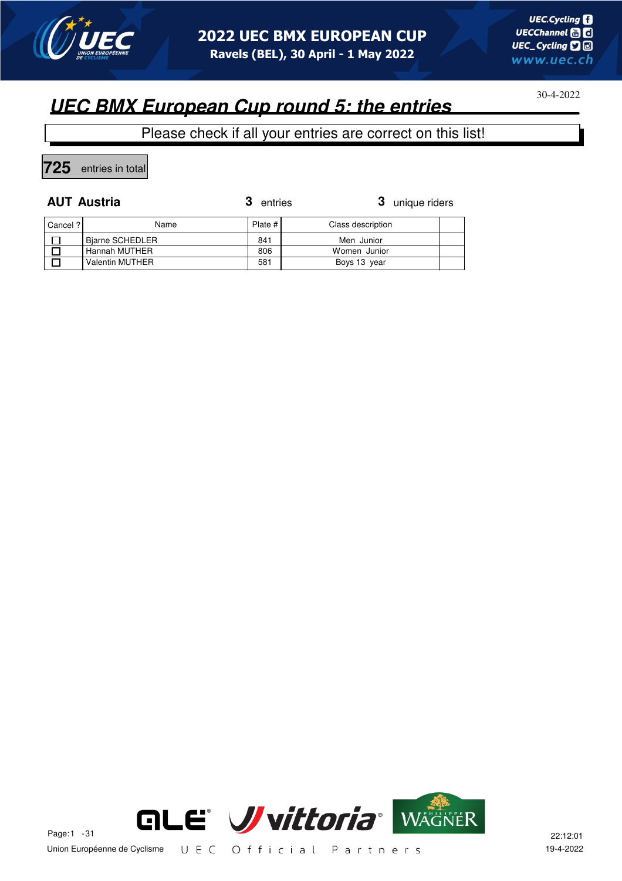# 2022 UEC BMX EUROPEAN CUP

**Ravels (BEL), 30 April - 1 May 2022**

30-4-2022

## *UEC BMX European Cup round 5: the entries*

Please check if all your entries are correct on this list!

**725** entries in total

### AUT Austria

**3** entries **3** unique riders

| Cancel ? | Name | Plate # | Class description | |
|---|---|---|---|---|
| ☐ | Bjarne SCHEDLER | 841 | Men Junior | |
| ☐ | Hannah MUTHER | 806 | Women Junior | |
| ☐ | Valentin MUTHER | 581 | Boys 13 year | |

Union Européenne de Cyclisme — UEC Official Partners

22:12:01
19-4-2022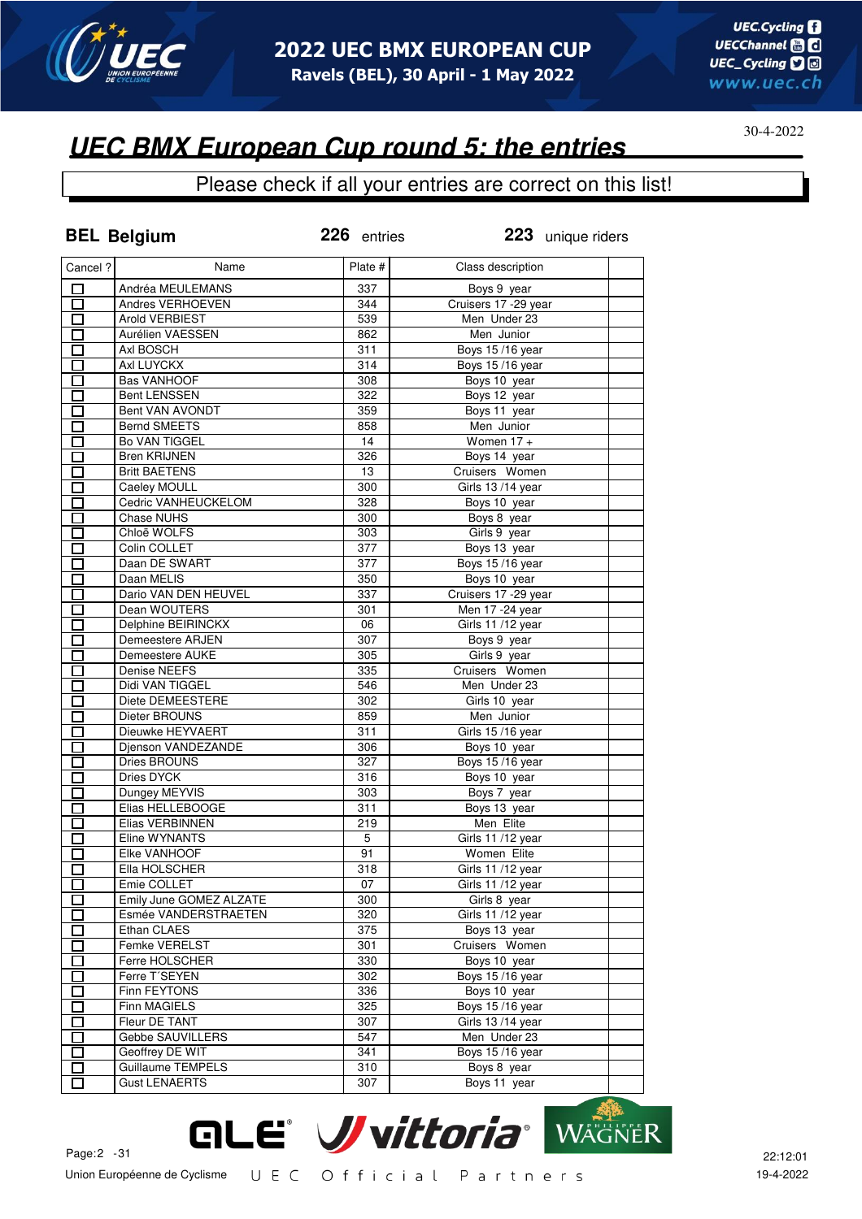# 2022 UEC BMX EUROPEAN CUP

**Ravels (BEL), 30 April - 1 May 2022**

30-4-2022

## *UEC BMX European Cup round 5: the entries*

Please check if all your entries are correct on this list!

**BEL Belgium** **226** entries **223** unique riders

| Cancel ? | Name | Plate # | Class description | |
|---|---|---|---|---|
| ☐ | Andréa MEULEMANS | 337 | Boys 9 year | |
| ☐ | Andres VERHOEVEN | 344 | Cruisers 17 -29 year | |
| ☐ | Arold VERBIEST | 539 | Men Under 23 | |
| ☐ | Aurélien VAESSEN | 862 | Men Junior | |
| ☐ | Axl BOSCH | 311 | Boys 15 /16 year | |
| ☐ | Axl LUYCKX | 314 | Boys 15 /16 year | |
| ☐ | Bas VANHOOF | 308 | Boys 10 year | |
| ☐ | Bent LENSSEN | 322 | Boys 12 year | |
| ☐ | Bent VAN AVONDT | 359 | Boys 11 year | |
| ☐ | Bernd SMEETS | 858 | Men Junior | |
| ☐ | Bo VAN TIGGEL | 14 | Women 17 + | |
| ☐ | Bren KRIJNEN | 326 | Boys 14 year | |
| ☐ | Britt BAETENS | 13 | Cruisers Women | |
| ☐ | Caeley MOULL | 300 | Girls 13 /14 year | |
| ☐ | Cedric VANHEUCKELOM | 328 | Boys 10 year | |
| ☐ | Chase NUHS | 300 | Boys 8 year | |
| ☐ | Chloë WOLFS | 303 | Girls 9 year | |
| ☐ | Colin COLLET | 377 | Boys 13 year | |
| ☐ | Daan DE SWART | 377 | Boys 15 /16 year | |
| ☐ | Daan MELIS | 350 | Boys 10 year | |
| ☐ | Dario VAN DEN HEUVEL | 337 | Cruisers 17 -29 year | |
| ☐ | Dean WOUTERS | 301 | Men 17 -24 year | |
| ☐ | Delphine BEIRINCKX | 06 | Girls 11 /12 year | |
| ☐ | Demeestere ARJEN | 307 | Boys 9 year | |
| ☐ | Demeestere AUKE | 305 | Girls 9 year | |
| ☐ | Denise NEEFS | 335 | Cruisers Women | |
| ☐ | Didi VAN TIGGEL | 546 | Men Under 23 | |
| ☐ | Diete DEMEESTERE | 302 | Girls 10 year | |
| ☐ | Dieter BROUNS | 859 | Men Junior | |
| ☐ | Dieuwke HEYVAERT | 311 | Girls 15 /16 year | |
| ☐ | Djenson VANDEZANDE | 306 | Boys 10 year | |
| ☐ | Dries BROUNS | 327 | Boys 15 /16 year | |
| ☐ | Dries DYCK | 316 | Boys 10 year | |
| ☐ | Dungey MEYVIS | 303 | Boys 7 year | |
| ☐ | Elias HELLEBOOGE | 311 | Boys 13 year | |
| ☐ | Elias VERBINNEN | 219 | Men Elite | |
| ☐ | Eline WYNANTS | 5 | Girls 11 /12 year | |
| ☐ | Elke VANHOOF | 91 | Women Elite | |
| ☐ | Ella HOLSCHER | 318 | Girls 11 /12 year | |
| ☐ | Emie COLLET | 07 | Girls 11 /12 year | |
| ☐ | Emily June GOMEZ ALZATE | 300 | Girls 8 year | |
| ☐ | Esmée VANDERSTRAETEN | 320 | Girls 11 /12 year | |
| ☐ | Ethan CLAES | 375 | Boys 13 year | |
| ☐ | Femke VERELST | 301 | Cruisers Women | |
| ☐ | Ferre HOLSCHER | 330 | Boys 10 year | |
| ☐ | Ferre T´SEYEN | 302 | Boys 15 /16 year | |
| ☐ | Finn FEYTONS | 336 | Boys 10 year | |
| ☐ | Finn MAGIELS | 325 | Boys 15 /16 year | |
| ☐ | Fleur DE TANT | 307 | Girls 13 /14 year | |
| ☐ | Gebbe SAUVILLERS | 547 | Men Under 23 | |
| ☐ | Geoffrey DE WIT | 341 | Boys 15 /16 year | |
| ☐ | Guillaume TEMPELS | 310 | Boys 8 year | |
| ☐ | Gust LENAERTS | 307 | Boys 11 year | |

Union Européenne de Cyclisme UEC Official Partners

22:12:01
19-4-2022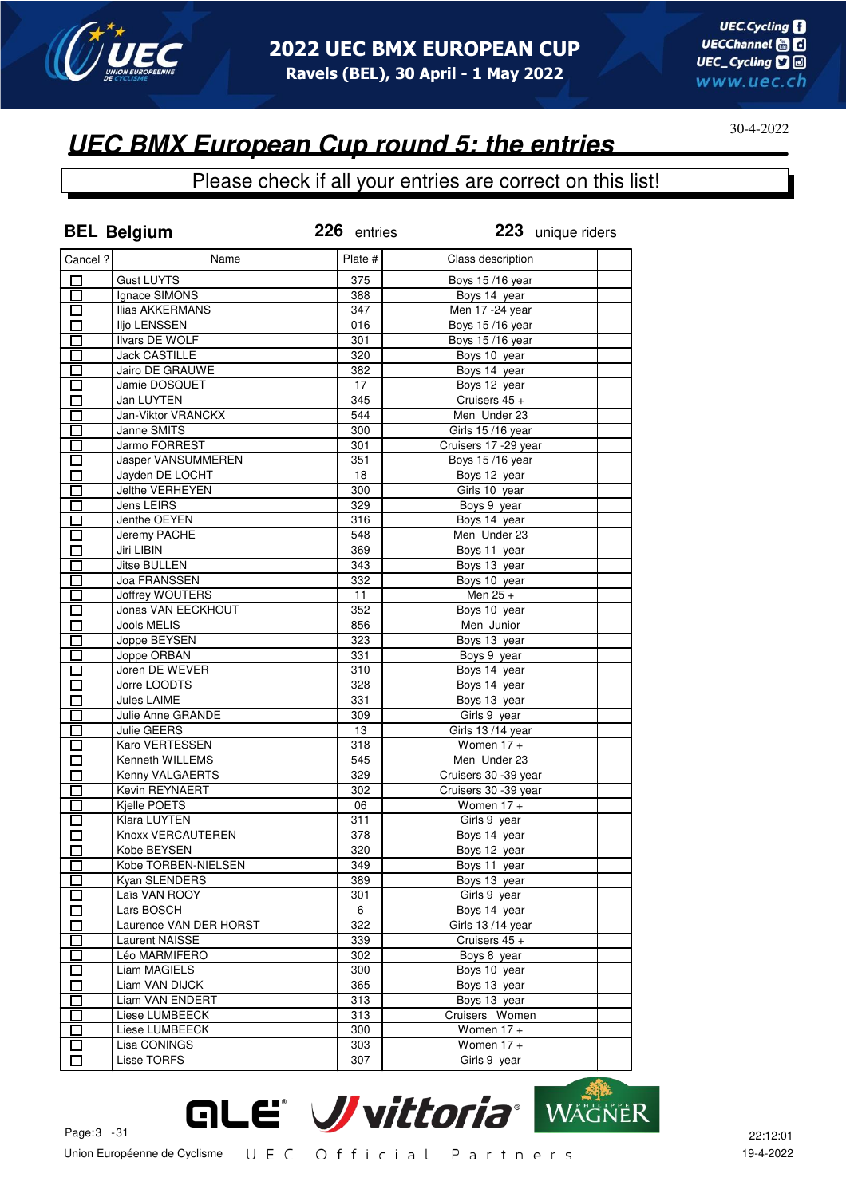# UEC BMX European Cup round 5: the entries

30-4-2022

Please check if all your entries are correct on this list!

**BEL Belgium** **226** entries **223** unique riders

| Cancel ? | Name | Plate # | Class description | |
|---|---|---|---|---|
| ☐ | Gust LUYTS | 375 | Boys 15 /16 year | |
| ☐ | Ignace SIMONS | 388 | Boys 14 year | |
| ☐ | Ilias AKKERMANS | 347 | Men 17 -24 year | |
| ☐ | Iljo LENSSEN | 016 | Boys 15 /16 year | |
| ☐ | Ilvars DE WOLF | 301 | Boys 15 /16 year | |
| ☐ | Jack CASTILLE | 320 | Boys 10 year | |
| ☐ | Jairo DE GRAUWE | 382 | Boys 14 year | |
| ☐ | Jamie DOSQUET | 17 | Boys 12 year | |
| ☐ | Jan LUYTEN | 345 | Cruisers 45 + | |
| ☐ | Jan-Viktor VRANCKX | 544 | Men Under 23 | |
| ☐ | Janne SMITS | 300 | Girls 15 /16 year | |
| ☐ | Jarmo FORREST | 301 | Cruisers 17 -29 year | |
| ☐ | Jasper VANSUMMEREN | 351 | Boys 15 /16 year | |
| ☐ | Jayden DE LOCHT | 18 | Boys 12 year | |
| ☐ | Jelthe VERHEYEN | 300 | Girls 10 year | |
| ☐ | Jens LEIRS | 329 | Boys 9 year | |
| ☐ | Jenthe OEYEN | 316 | Boys 14 year | |
| ☐ | Jeremy PACHE | 548 | Men Under 23 | |
| ☐ | Jiri LIBIN | 369 | Boys 11 year | |
| ☐ | Jitse BULLEN | 343 | Boys 13 year | |
| ☐ | Joa FRANSSEN | 332 | Boys 10 year | |
| ☐ | Joffrey WOUTERS | 11 | Men 25 + | |
| ☐ | Jonas VAN EECKHOUT | 352 | Boys 10 year | |
| ☐ | Jools MELIS | 856 | Men Junior | |
| ☐ | Joppe BEYSEN | 323 | Boys 13 year | |
| ☐ | Joppe ORBAN | 331 | Boys 9 year | |
| ☐ | Joren DE WEVER | 310 | Boys 14 year | |
| ☐ | Jorre LOODTS | 328 | Boys 14 year | |
| ☐ | Jules LAIME | 331 | Boys 13 year | |
| ☐ | Julie Anne GRANDE | 309 | Girls 9 year | |
| ☐ | Julie GEERS | 13 | Girls 13 /14 year | |
| ☐ | Karo VERTESSEN | 318 | Women 17 + | |
| ☐ | Kenneth WILLEMS | 545 | Men Under 23 | |
| ☐ | Kenny VALGAERTS | 329 | Cruisers 30 -39 year | |
| ☐ | Kevin REYNAERT | 302 | Cruisers 30 -39 year | |
| ☐ | Kjelle POETS | 06 | Women 17 + | |
| ☐ | Klara LUYTEN | 311 | Girls 9 year | |
| ☐ | Knoxx VERCAUTEREN | 378 | Boys 14 year | |
| ☐ | Kobe BEYSEN | 320 | Boys 12 year | |
| ☐ | Kobe TORBEN-NIELSEN | 349 | Boys 11 year | |
| ☐ | Kyan SLENDERS | 389 | Boys 13 year | |
| ☐ | Laïs VAN ROOY | 301 | Girls 9 year | |
| ☐ | Lars BOSCH | 6 | Boys 14 year | |
| ☐ | Laurence VAN DER HORST | 322 | Girls 13 /14 year | |
| ☐ | Laurent NAISSE | 339 | Cruisers 45 + | |
| ☐ | Léo MARMIFERO | 302 | Boys 8 year | |
| ☐ | Liam MAGIELS | 300 | Boys 10 year | |
| ☐ | Liam VAN DIJCK | 365 | Boys 13 year | |
| ☐ | Liam VAN ENDERT | 313 | Boys 13 year | |
| ☐ | Liese LUMBEECK | 313 | Cruisers Women | |
| ☐ | Liese LUMBEECK | 300 | Women 17 + | |
| ☐ | Lisa CONINGS | 303 | Women 17 + | |
| ☐ | Lisse TORFS | 307 | Girls 9 year | |

Union Européenne de Cyclisme — UEC Official Partners

22:12:01
19-4-2022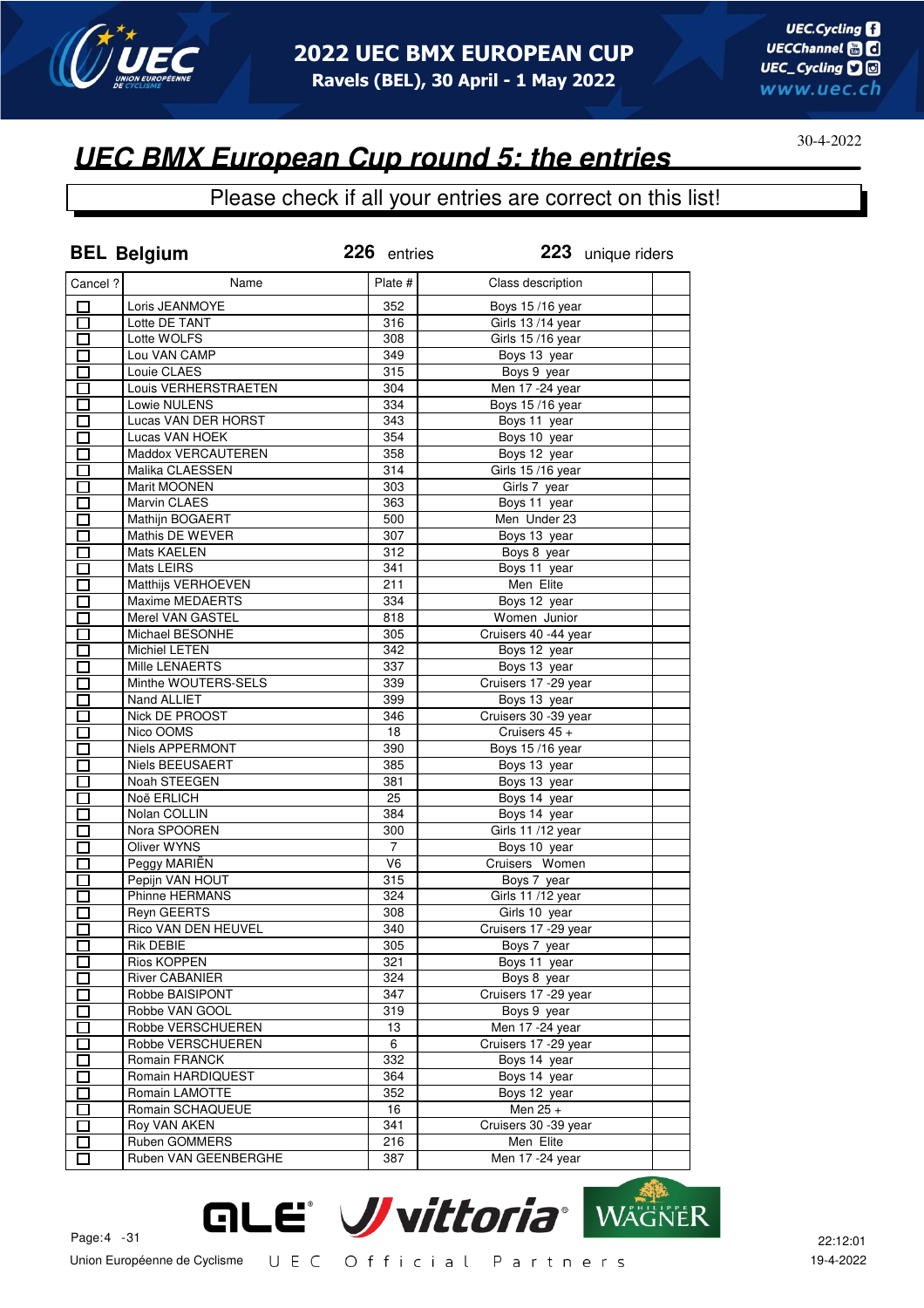# UEC BMX European Cup round 5: the entries

30-4-2022

Please check if all your entries are correct on this list!

**BEL Belgium** **226** entries **223** unique riders

| Cancel ? | Name | Plate # | Class description | |
|---|---|---|---|---|
| ☐ | Loris JEANMOYE | 352 | Boys 15 /16 year | |
| ☐ | Lotte DE TANT | 316 | Girls 13 /14 year | |
| ☐ | Lotte WOLFS | 308 | Girls 15 /16 year | |
| ☐ | Lou VAN CAMP | 349 | Boys 13 year | |
| ☐ | Louie CLAES | 315 | Boys 9 year | |
| ☐ | Louis VERHERSTRAETEN | 304 | Men 17 -24 year | |
| ☐ | Lowie NULENS | 334 | Boys 15 /16 year | |
| ☐ | Lucas VAN DER HORST | 343 | Boys 11 year | |
| ☐ | Lucas VAN HOEK | 354 | Boys 10 year | |
| ☐ | Maddox VERCAUTEREN | 358 | Boys 12 year | |
| ☐ | Malika CLAESSEN | 314 | Girls 15 /16 year | |
| ☐ | Marit MOONEN | 303 | Girls 7 year | |
| ☐ | Marvin CLAES | 363 | Boys 11 year | |
| ☐ | Mathijn BOGAERT | 500 | Men Under 23 | |
| ☐ | Mathis DE WEVER | 307 | Boys 13 year | |
| ☐ | Mats KAELEN | 312 | Boys 8 year | |
| ☐ | Mats LEIRS | 341 | Boys 11 year | |
| ☐ | Matthijs VERHOEVEN | 211 | Men Elite | |
| ☐ | Maxime MEDAERTS | 334 | Boys 12 year | |
| ☐ | Merel VAN GASTEL | 818 | Women Junior | |
| ☐ | Michael BESONHE | 305 | Cruisers 40 -44 year | |
| ☐ | Michiel LETEN | 342 | Boys 12 year | |
| ☐ | Mille LENAERTS | 337 | Boys 13 year | |
| ☐ | Minthe WOUTERS-SELS | 339 | Cruisers 17 -29 year | |
| ☐ | Nand ALLIET | 399 | Boys 13 year | |
| ☐ | Nick DE PROOST | 346 | Cruisers 30 -39 year | |
| ☐ | Nico OOMS | 18 | Cruisers 45 + | |
| ☐ | Niels APPERMONT | 390 | Boys 15 /16 year | |
| ☐ | Niels BEEUSAERT | 385 | Boys 13 year | |
| ☐ | Noah STEEGEN | 381 | Boys 13 year | |
| ☐ | Noë ERLICH | 25 | Boys 14 year | |
| ☐ | Nolan COLLIN | 384 | Boys 14 year | |
| ☐ | Nora SPOOREN | 300 | Girls 11 /12 year | |
| ☐ | Oliver WYNS | 7 | Boys 10 year | |
| ☐ | Peggy MARIËN | V6 | Cruisers Women | |
| ☐ | Pepijn VAN HOUT | 315 | Boys 7 year | |
| ☐ | Phinne HERMANS | 324 | Girls 11 /12 year | |
| ☐ | Reyn GEERTS | 308 | Girls 10 year | |
| ☐ | Rico VAN DEN HEUVEL | 340 | Cruisers 17 -29 year | |
| ☐ | Rik DEBIE | 305 | Boys 7 year | |
| ☐ | Rios KOPPEN | 321 | Boys 11 year | |
| ☐ | River CABANIER | 324 | Boys 8 year | |
| ☐ | Robbe BAISIPONT | 347 | Cruisers 17 -29 year | |
| ☐ | Robbe VAN GOOL | 319 | Boys 9 year | |
| ☐ | Robbe VERSCHUEREN | 13 | Men 17 -24 year | |
| ☐ | Robbe VERSCHUEREN | 6 | Cruisers 17 -29 year | |
| ☐ | Romain FRANCK | 332 | Boys 14 year | |
| ☐ | Romain HARDIQUEST | 364 | Boys 14 year | |
| ☐ | Romain LAMOTTE | 352 | Boys 12 year | |
| ☐ | Romain SCHAQUEUE | 16 | Men 25 + | |
| ☐ | Roy VAN AKEN | 341 | Cruisers 30 -39 year | |
| ☐ | Ruben GOMMERS | 216 | Men Elite | |
| ☐ | Ruben VAN GEENBERGHE | 387 | Men 17 -24 year | |

Union Européenne de Cyclisme   U E C Official Partners

22:12:01
19-4-2022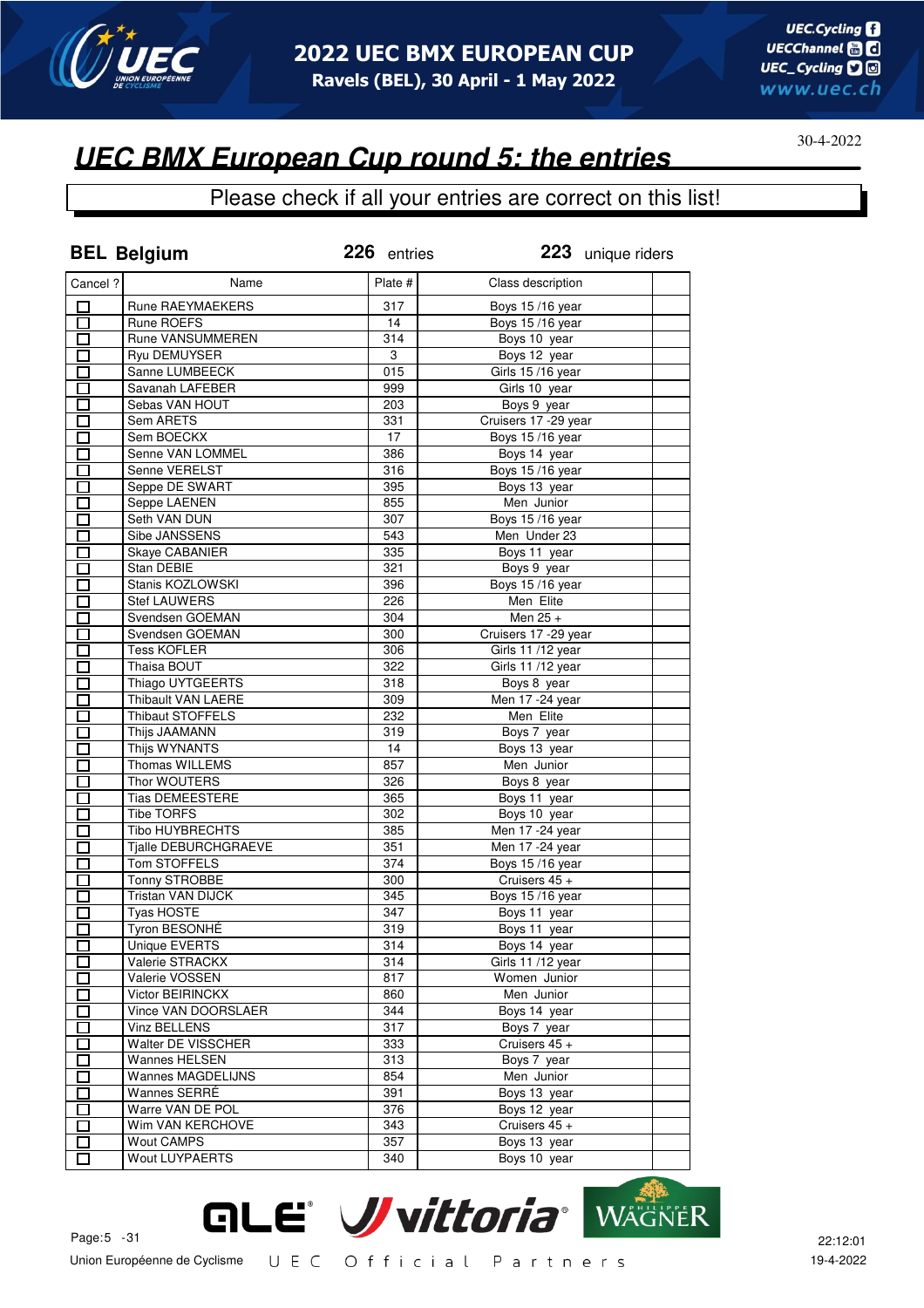# UEC BMX European Cup round 5: the entries

30-4-2022

Please check if all your entries are correct on this list!

**BEL Belgium** | **226** entries | **223** unique riders

| Cancel ? | Name | Plate # | Class description | |
|---|---|---|---|---|
| ☐ | Rune RAEYMAEKERS | 317 | Boys 15 /16 year | |
| ☐ | Rune ROEFS | 14 | Boys 15 /16 year | |
| ☐ | Rune VANSUMMEREN | 314 | Boys 10 year | |
| ☐ | Ryu DEMUYSER | 3 | Boys 12 year | |
| ☐ | Sanne LUMBEECK | 015 | Girls 15 /16 year | |
| ☐ | Savanah LAFEBER | 999 | Girls 10 year | |
| ☐ | Sebas VAN HOUT | 203 | Boys 9 year | |
| ☐ | Sem ARETS | 331 | Cruisers 17 -29 year | |
| ☐ | Sem BOECKX | 17 | Boys 15 /16 year | |
| ☐ | Senne VAN LOMMEL | 386 | Boys 14 year | |
| ☐ | Senne VERELST | 316 | Boys 15 /16 year | |
| ☐ | Seppe DE SWART | 395 | Boys 13 year | |
| ☐ | Seppe LAENEN | 855 | Men Junior | |
| ☐ | Seth VAN DUN | 307 | Boys 15 /16 year | |
| ☐ | Sibe JANSSENS | 543 | Men Under 23 | |
| ☐ | Skaye CABANIER | 335 | Boys 11 year | |
| ☐ | Stan DEBIE | 321 | Boys 9 year | |
| ☐ | Stanis KOZLOWSKI | 396 | Boys 15 /16 year | |
| ☐ | Stef LAUWERS | 226 | Men Elite | |
| ☐ | Svendsen GOEMAN | 304 | Men 25 + | |
| ☐ | Svendsen GOEMAN | 300 | Cruisers 17 -29 year | |
| ☐ | Tess KOFLER | 306 | Girls 11 /12 year | |
| ☐ | Thaisa BOUT | 322 | Girls 11 /12 year | |
| ☐ | Thiago UYTGEERTS | 318 | Boys 8 year | |
| ☐ | Thibault VAN LAERE | 309 | Men 17 -24 year | |
| ☐ | Thibaut STOFFELS | 232 | Men Elite | |
| ☐ | Thijs JAAMANN | 319 | Boys 7 year | |
| ☐ | Thijs WYNANTS | 14 | Boys 13 year | |
| ☐ | Thomas WILLEMS | 857 | Men Junior | |
| ☐ | Thor WOUTERS | 326 | Boys 8 year | |
| ☐ | Tias DEMEESTERE | 365 | Boys 11 year | |
| ☐ | Tibe TORFS | 302 | Boys 10 year | |
| ☐ | Tibo HUYBRECHTS | 385 | Men 17 -24 year | |
| ☐ | Tjalle DEBURCHGRAEVE | 351 | Men 17 -24 year | |
| ☐ | Tom STOFFELS | 374 | Boys 15 /16 year | |
| ☐ | Tonny STROBBE | 300 | Cruisers 45 + | |
| ☐ | Tristan VAN DIJCK | 345 | Boys 15 /16 year | |
| ☐ | Tyas HOSTE | 347 | Boys 11 year | |
| ☐ | Tyron BESONHÉ | 319 | Boys 11 year | |
| ☐ | Unique EVERTS | 314 | Boys 14 year | |
| ☐ | Valerie STRACKX | 314 | Girls 11 /12 year | |
| ☐ | Valerie VOSSEN | 817 | Women Junior | |
| ☐ | Victor BEIRINCKX | 860 | Men Junior | |
| ☐ | Vince VAN DOORSLAER | 344 | Boys 14 year | |
| ☐ | Vinz BELLENS | 317 | Boys 7 year | |
| ☐ | Walter DE VISSCHER | 333 | Cruisers 45 + | |
| ☐ | Wannes HELSEN | 313 | Boys 7 year | |
| ☐ | Wannes MAGDELIJNS | 854 | Men Junior | |
| ☐ | Wannes SERRÉ | 391 | Boys 13 year | |
| ☐ | Warre VAN DE POL | 376 | Boys 12 year | |
| ☐ | Wim VAN KERCHOVE | 343 | Cruisers 45 + | |
| ☐ | Wout CAMPS | 357 | Boys 13 year | |
| ☐ | Wout LUYPAERTS | 340 | Boys 10 year | |

Union Européenne de Cyclisme — UEC Official Partners

22:12:01
19-4-2022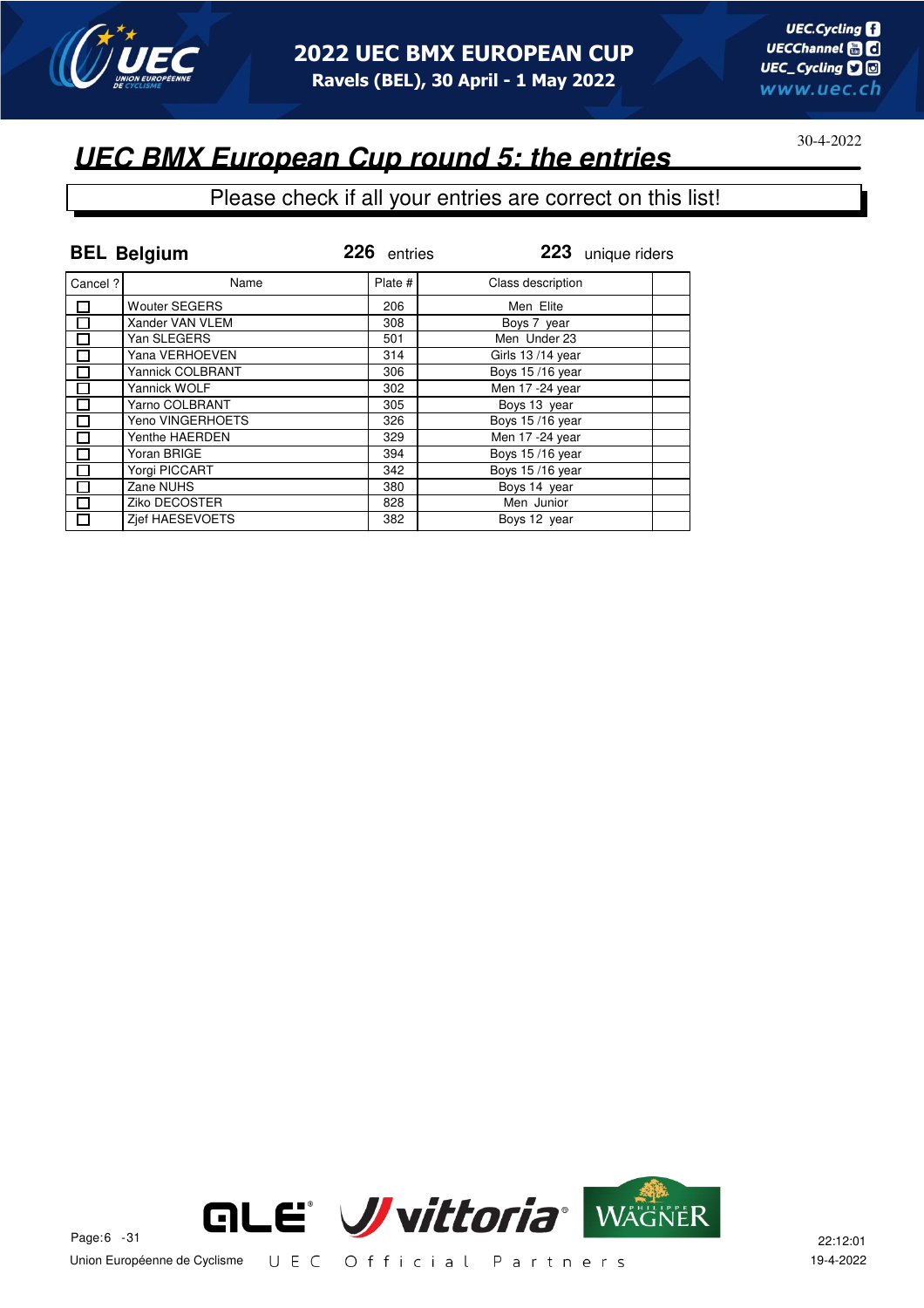# UEC BMX European Cup round 5: the entries

30-4-2022

Please check if all your entries are correct on this list!

**BEL Belgium** **226** entries **223** unique riders

| Cancel ? | Name | Plate # | Class description | |
|---|---|---|---|---|
| ☐ | Wouter SEGERS | 206 | Men Elite | |
| ☐ | Xander VAN VLEM | 308 | Boys 7 year | |
| ☐ | Yan SLEGERS | 501 | Men Under 23 | |
| ☐ | Yana VERHOEVEN | 314 | Girls 13 /14 year | |
| ☐ | Yannick COLBRANT | 306 | Boys 15 /16 year | |
| ☐ | Yannick WOLF | 302 | Men 17 -24 year | |
| ☐ | Yarno COLBRANT | 305 | Boys 13 year | |
| ☐ | Yeno VINGERHOETS | 326 | Boys 15 /16 year | |
| ☐ | Yenthe HAERDEN | 329 | Men 17 -24 year | |
| ☐ | Yoran BRIGE | 394 | Boys 15 /16 year | |
| ☐ | Yorgi PICCART | 342 | Boys 15 /16 year | |
| ☐ | Zane NUHS | 380 | Boys 14 year | |
| ☐ | Ziko DECOSTER | 828 | Men Junior | |
| ☐ | Zjef HAESEVOETS | 382 | Boys 12 year | |

Union Européenne de Cyclisme

UEC Official Partners

22:12:01
19-4-2022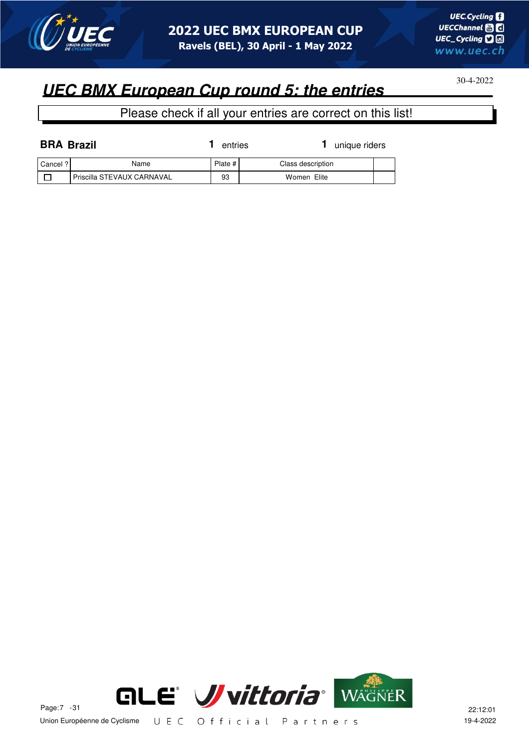# 2022 UEC BMX EUROPEAN CUP

**Ravels (BEL), 30 April - 1 May 2022**

30-4-2022

## *UEC BMX European Cup round 5: the entries*

Please check if all your entries are correct on this list!

**BRA Brazil** **1** entries **1** unique riders

| Cancel ? | Name | Plate # | Class description | |
|---|---|---|---|---|
| ☐ | Priscilla STEVAUX CARNAVAL | 93 | Women Elite | |

Union Européenne de Cyclisme    UEC Official Partners

22:12:01
19-4-2022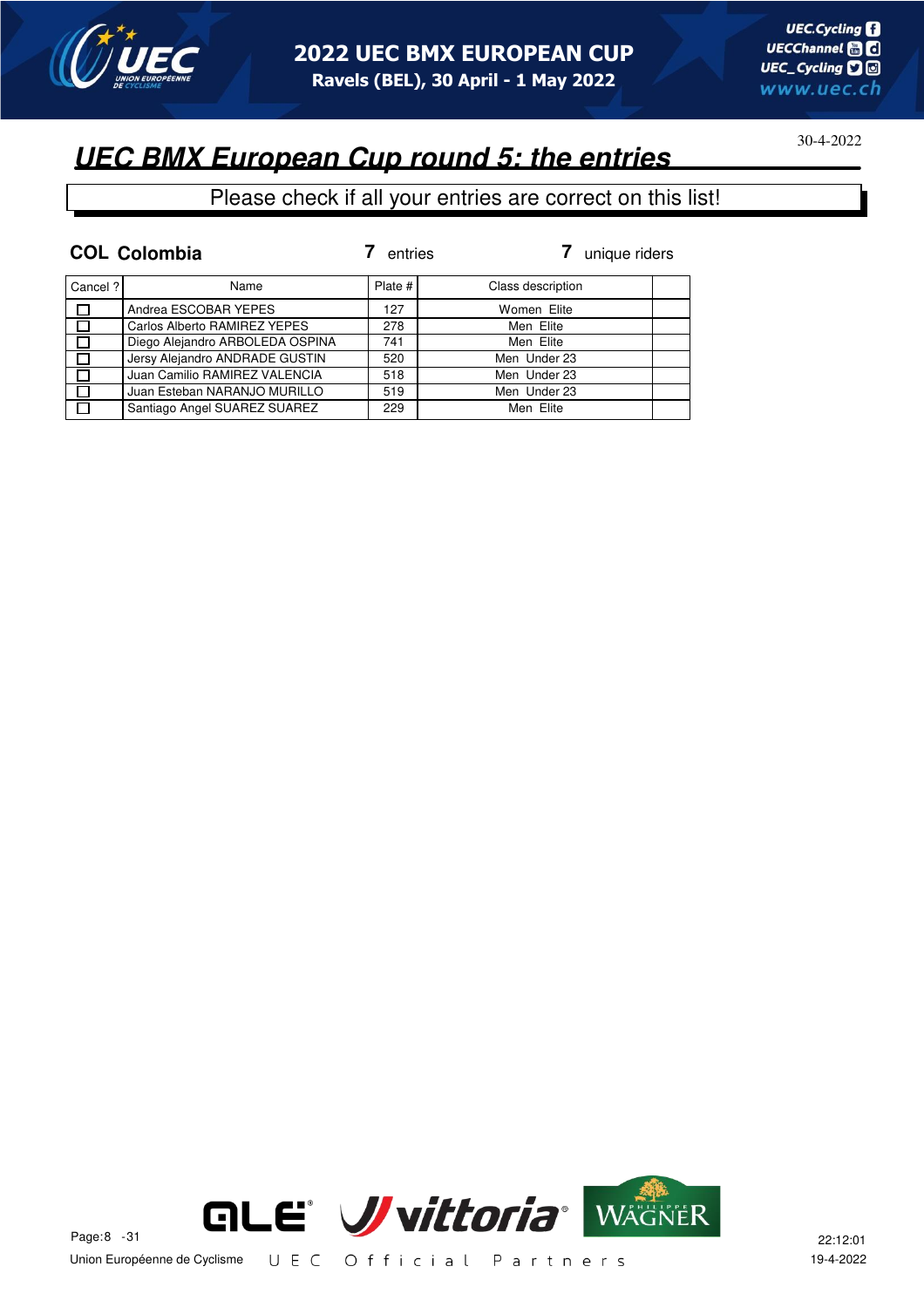## UEC BMX European Cup round 5: the entries

30-4-2022

Please check if all your entries are correct on this list!

**COL Colombia** **7** entries **7** unique riders

| Cancel ? | Name | Plate # | Class description | |
|---|---|---|---|---|
| ☐ | Andrea ESCOBAR YEPES | 127 | Women Elite | |
| ☐ | Carlos Alberto RAMIREZ YEPES | 278 | Men Elite | |
| ☐ | Diego Alejandro ARBOLEDA OSPINA | 741 | Men Elite | |
| ☐ | Jersy Alejandro ANDRADE GUSTIN | 520 | Men Under 23 | |
| ☐ | Juan Camilio RAMIREZ VALENCIA | 518 | Men Under 23 | |
| ☐ | Juan Esteban NARANJO MURILLO | 519 | Men Under 23 | |
| ☐ | Santiago Angel SUAREZ SUAREZ | 229 | Men Elite | |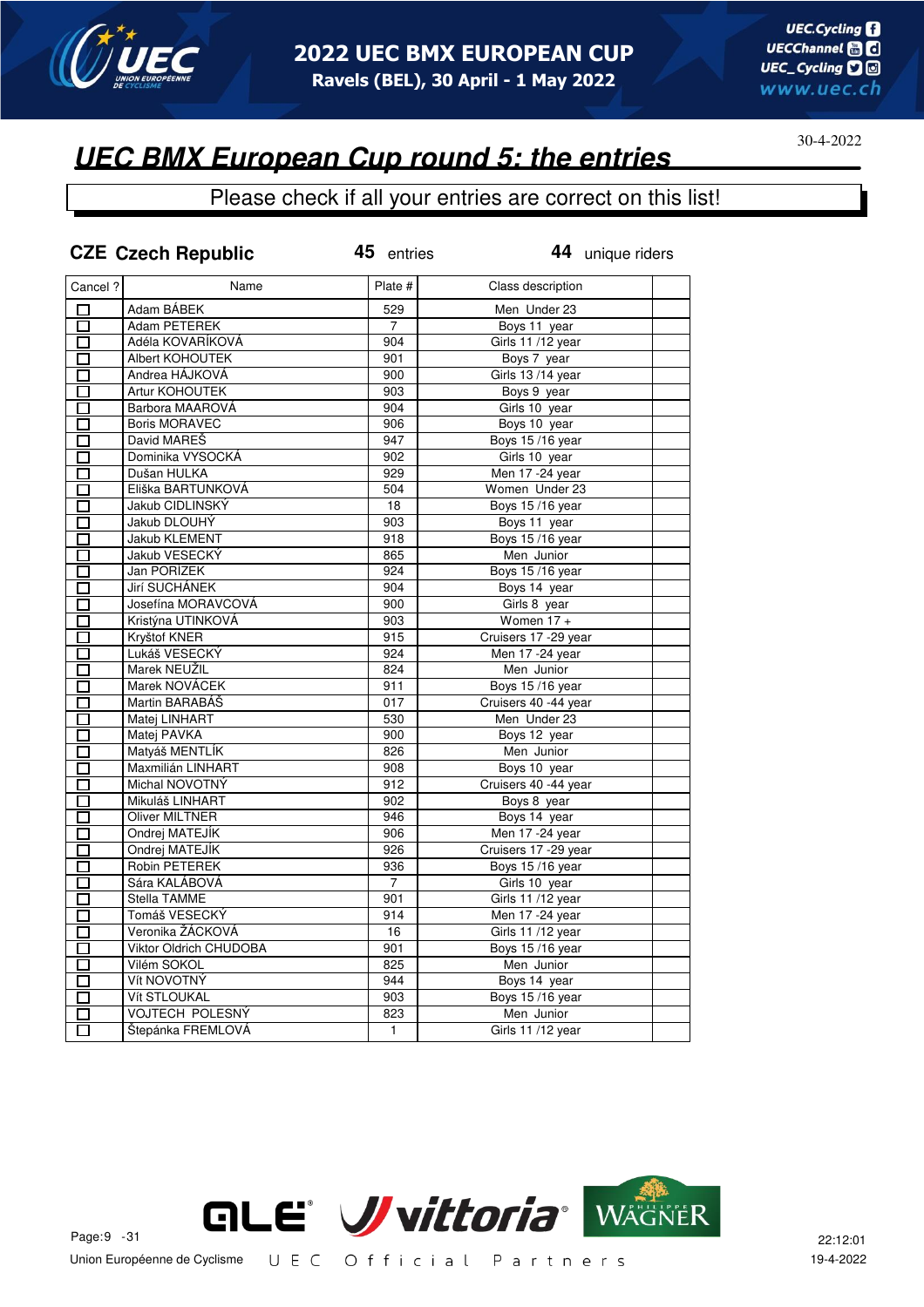# UEC BMX European Cup round 5: the entries

30-4-2022

Please check if all your entries are correct on this list!

**CZE Czech Republic** **45** entries **44** unique riders

| Cancel ? | Name | Plate # | Class description | |
|---|---|---|---|---|
| ☐ | Adam BÁBEK | 529 | Men Under 23 | |
| ☐ | Adam PETEREK | 7 | Boys 11 year | |
| ☐ | Adéla KOVARÍKOVÁ | 904 | Girls 11 /12 year | |
| ☐ | Albert KOHOUTEK | 901 | Boys 7 year | |
| ☐ | Andrea HÁJKOVÁ | 900 | Girls 13 /14 year | |
| ☐ | Artur KOHOUTEK | 903 | Boys 9 year | |
| ☐ | Barbora MAAROVÁ | 904 | Girls 10 year | |
| ☐ | Boris MORAVEC | 906 | Boys 10 year | |
| ☐ | David MAREŠ | 947 | Boys 15 /16 year | |
| ☐ | Dominika VYSOCKÁ | 902 | Girls 10 year | |
| ☐ | Dušan HULKA | 929 | Men 17 -24 year | |
| ☐ | Eliška BARTUNKOVÁ | 504 | Women Under 23 | |
| ☐ | Jakub CIDLINSKÝ | 18 | Boys 15 /16 year | |
| ☐ | Jakub DLOUHÝ | 903 | Boys 11 year | |
| ☐ | Jakub KLEMENT | 918 | Boys 15 /16 year | |
| ☐ | Jakub VESECKÝ | 865 | Men Junior | |
| ☐ | Jan PORÍZEK | 924 | Boys 15 /16 year | |
| ☐ | Jirí SUCHÁNEK | 904 | Boys 14 year | |
| ☐ | Josefína MORAVCOVÁ | 900 | Girls 8 year | |
| ☐ | Kristýna UTINKOVÁ | 903 | Women 17 + | |
| ☐ | Kryštof KNER | 915 | Cruisers 17 -29 year | |
| ☐ | Lukáš VESECKÝ | 924 | Men 17 -24 year | |
| ☐ | Marek NEUŽIL | 824 | Men Junior | |
| ☐ | Marek NOVÁCEK | 911 | Boys 15 /16 year | |
| ☐ | Martin BARABÁŠ | 017 | Cruisers 40 -44 year | |
| ☐ | Matej LINHART | 530 | Men Under 23 | |
| ☐ | Matej PAVKA | 900 | Boys 12 year | |
| ☐ | Matyáš MENTLÍK | 826 | Men Junior | |
| ☐ | Maxmilián LINHART | 908 | Boys 10 year | |
| ☐ | Michal NOVOTNÝ | 912 | Cruisers 40 -44 year | |
| ☐ | Mikuláš LINHART | 902 | Boys 8 year | |
| ☐ | Oliver MILTNER | 946 | Boys 14 year | |
| ☐ | Ondrej MATEJÍK | 906 | Men 17 -24 year | |
| ☐ | Ondrej MATEJÍK | 926 | Cruisers 17 -29 year | |
| ☐ | Robin PETEREK | 936 | Boys 15 /16 year | |
| ☐ | Sára KALÁBOVÁ | 7 | Girls 10 year | |
| ☐ | Stella TAMME | 901 | Girls 11 /12 year | |
| ☐ | Tomáš VESECKÝ | 914 | Men 17 -24 year | |
| ☐ | Veronika ŽÁCKOVÁ | 16 | Girls 11 /12 year | |
| ☐ | Viktor Oldrich CHUDOBA | 901 | Boys 15 /16 year | |
| ☐ | Vilém SOKOL | 825 | Men Junior | |
| ☐ | Vít NOVOTNÝ | 944 | Boys 14 year | |
| ☐ | Vít STLOUKAL | 903 | Boys 15 /16 year | |
| ☐ | VOJTECH POLESNÝ | 823 | Men Junior | |
| ☐ | Štepánka FREMLOVÁ | 1 | Girls 11 /12 year | |

Union Européenne de Cyclisme — UEC Official Partners

22:12:01 19-4-2022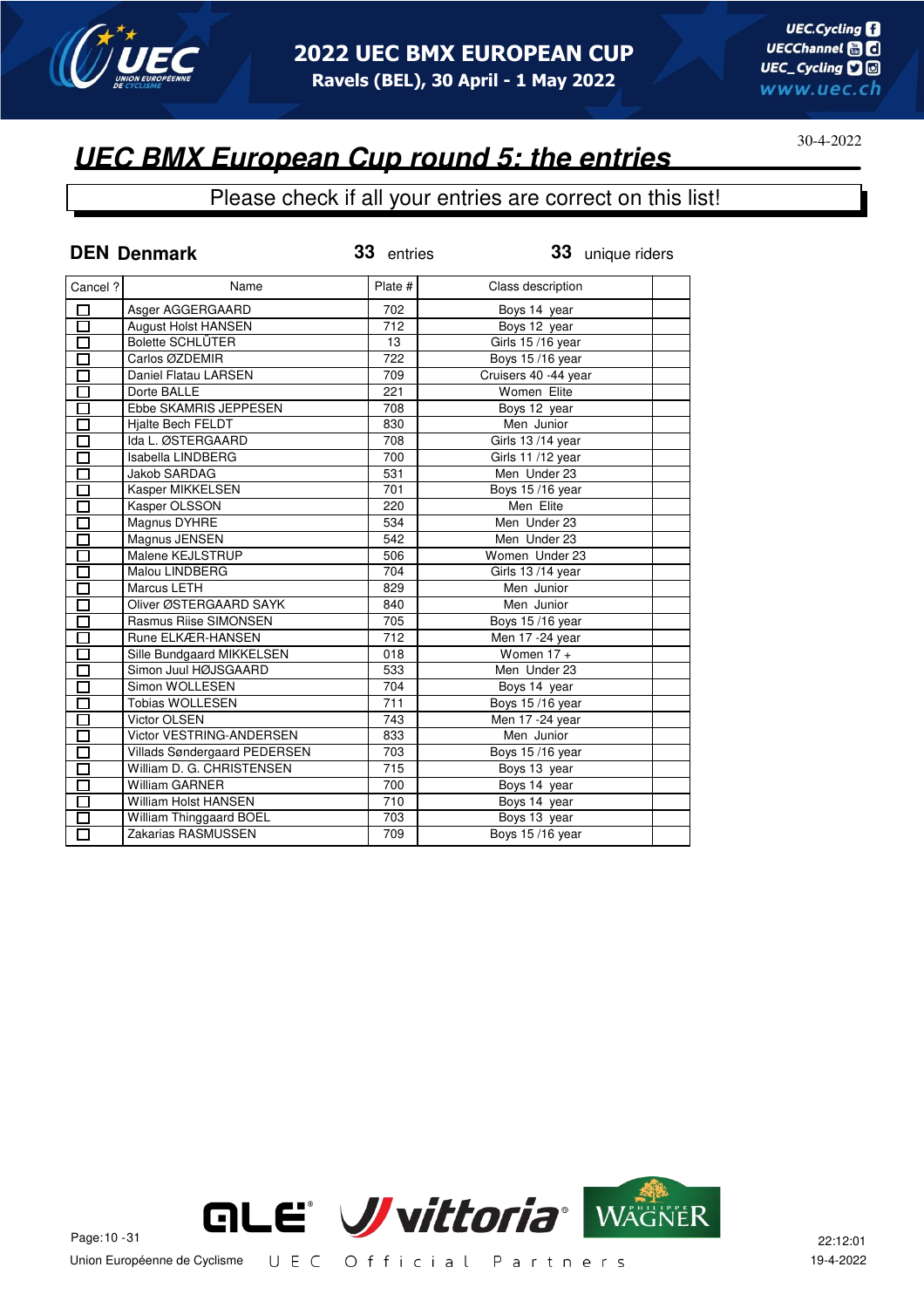# UEC BMX European Cup round 5: the entries

30-4-2022

Please check if all your entries are correct on this list!

**DEN Denmark** 33 entries 33 unique riders

| Cancel ? | Name | Plate # | Class description | |
|---|---|---|---|---|
| ☐ | Asger AGGERGAARD | 702 | Boys 14 year | |
| ☐ | August Holst HANSEN | 712 | Boys 12 year | |
| ☐ | Bolette SCHLÜTER | 13 | Girls 15 /16 year | |
| ☐ | Carlos ØZDEMIR | 722 | Boys 15 /16 year | |
| ☐ | Daniel Flatau LARSEN | 709 | Cruisers 40 -44 year | |
| ☐ | Dorte BALLE | 221 | Women Elite | |
| ☐ | Ebbe SKAMRIS JEPPESEN | 708 | Boys 12 year | |
| ☐ | Hjalte Bech FELDT | 830 | Men Junior | |
| ☐ | Ida L. ØSTERGAARD | 708 | Girls 13 /14 year | |
| ☐ | Isabella LINDBERG | 700 | Girls 11 /12 year | |
| ☐ | Jakob SARDAG | 531 | Men Under 23 | |
| ☐ | Kasper MIKKELSEN | 701 | Boys 15 /16 year | |
| ☐ | Kasper OLSSON | 220 | Men Elite | |
| ☐ | Magnus DYHRE | 534 | Men Under 23 | |
| ☐ | Magnus JENSEN | 542 | Men Under 23 | |
| ☐ | Malene KEJLSTRUP | 506 | Women Under 23 | |
| ☐ | Malou LINDBERG | 704 | Girls 13 /14 year | |
| ☐ | Marcus LETH | 829 | Men Junior | |
| ☐ | Oliver ØSTERGAARD SAYK | 840 | Men Junior | |
| ☐ | Rasmus Riise SIMONSEN | 705 | Boys 15 /16 year | |
| ☐ | Rune ELKÆR-HANSEN | 712 | Men 17 -24 year | |
| ☐ | Sille Bundgaard MIKKELSEN | 018 | Women 17 + | |
| ☐ | Simon Juul HØJSGAARD | 533 | Men Under 23 | |
| ☐ | Simon WOLLESEN | 704 | Boys 14 year | |
| ☐ | Tobias WOLLESEN | 711 | Boys 15 /16 year | |
| ☐ | Victor OLSEN | 743 | Men 17 -24 year | |
| ☐ | Victor VESTRING-ANDERSEN | 833 | Men Junior | |
| ☐ | Villads Søndergaard PEDERSEN | 703 | Boys 15 /16 year | |
| ☐ | William D. G. CHRISTENSEN | 715 | Boys 13 year | |
| ☐ | William GARNER | 700 | Boys 14 year | |
| ☐ | William Holst HANSEN | 710 | Boys 14 year | |
| ☐ | William Thinggaard BOEL | 703 | Boys 13 year | |
| ☐ | Zakarias RASMUSSEN | 709 | Boys 15 /16 year | |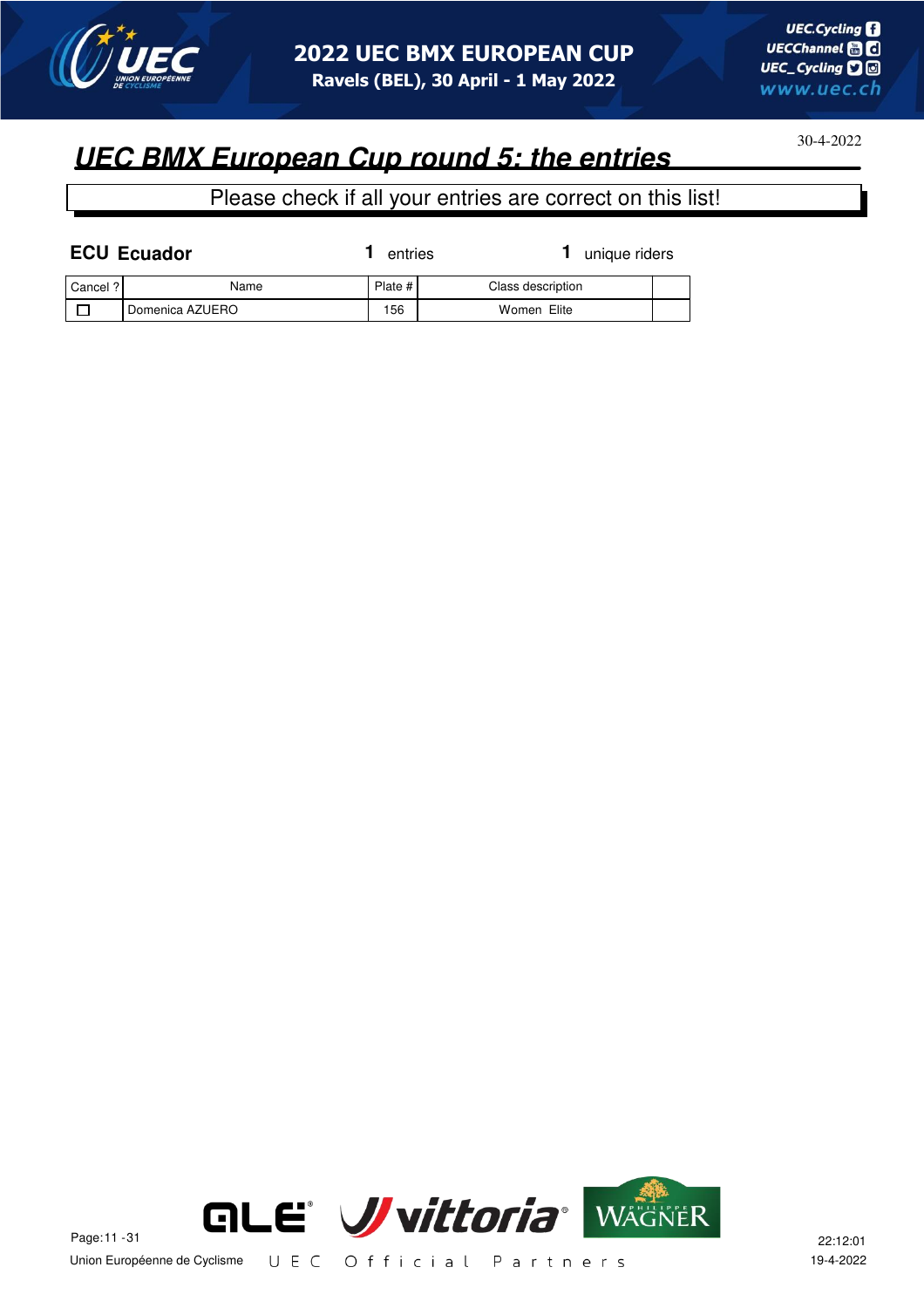## UEC BMX European Cup round 5: the entries

30-4-2022

Please check if all your entries are correct on this list!

**ECU Ecuador** — **1** entries — **1** unique riders

| Cancel ? | Name | Plate # | Class description | |
|---|---|---|---|---|
| ☐ | Domenica AZUERO | 156 | Women Elite | |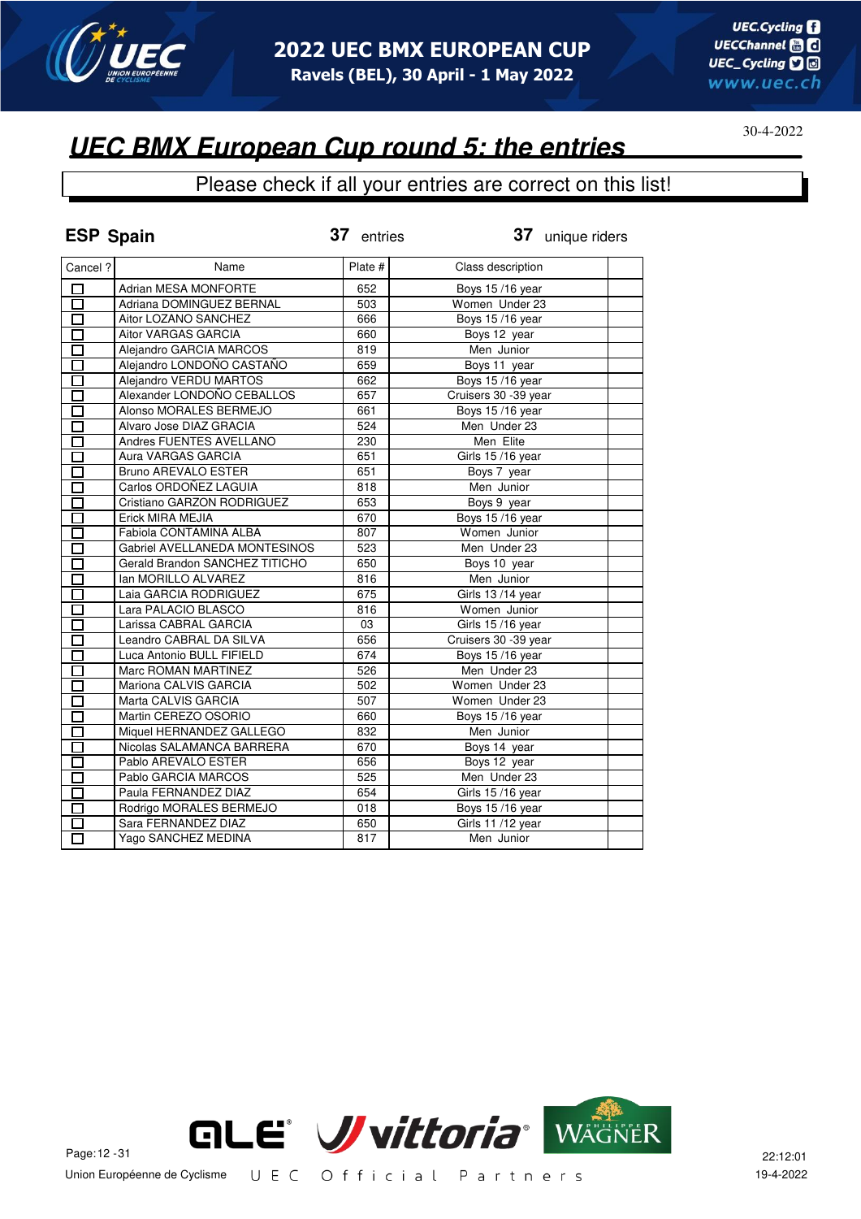# UEC BMX European Cup round 5: the entries

30-4-2022

Please check if all your entries are correct on this list!

**ESP Spain** — **37** entries — **37** unique riders

| Cancel ? | Name | Plate # | Class description | |
|---|---|---|---|---|
| ☐ | Adrian MESA MONFORTE | 652 | Boys 15 /16 year | |
| ☐ | Adriana DOMINGUEZ BERNAL | 503 | Women Under 23 | |
| ☐ | Aitor LOZANO SANCHEZ | 666 | Boys 15 /16 year | |
| ☐ | Aitor VARGAS GARCIA | 660 | Boys 12 year | |
| ☐ | Alejandro GARCIA MARCOS | 819 | Men Junior | |
| ☐ | Alejandro LONDOÑO CASTAÑO | 659 | Boys 11 year | |
| ☐ | Alejandro VERDU MARTOS | 662 | Boys 15 /16 year | |
| ☐ | Alexander LONDOÑO CEBALLOS | 657 | Cruisers 30 -39 year | |
| ☐ | Alonso MORALES BERMEJO | 661 | Boys 15 /16 year | |
| ☐ | Alvaro Jose DIAZ GRACIA | 524 | Men Under 23 | |
| ☐ | Andres FUENTES AVELLANO | 230 | Men Elite | |
| ☐ | Aura VARGAS GARCIA | 651 | Girls 15 /16 year | |
| ☐ | Bruno AREVALO ESTER | 651 | Boys 7 year | |
| ☐ | Carlos ORDOÑEZ LAGUIA | 818 | Men Junior | |
| ☐ | Cristiano GARZON RODRIGUEZ | 653 | Boys 9 year | |
| ☐ | Erick MIRA MEJIA | 670 | Boys 15 /16 year | |
| ☐ | Fabiola CONTAMINA ALBA | 807 | Women Junior | |
| ☐ | Gabriel AVELLANEDA MONTESINOS | 523 | Men Under 23 | |
| ☐ | Gerald Brandon SANCHEZ TITICHO | 650 | Boys 10 year | |
| ☐ | Ian MORILLO ALVAREZ | 816 | Men Junior | |
| ☐ | Laia GARCIA RODRIGUEZ | 675 | Girls 13 /14 year | |
| ☐ | Lara PALACIO BLASCO | 816 | Women Junior | |
| ☐ | Larissa CABRAL GARCIA | 03 | Girls 15 /16 year | |
| ☐ | Leandro CABRAL DA SILVA | 656 | Cruisers 30 -39 year | |
| ☐ | Luca Antonio BULL FIFIELD | 674 | Boys 15 /16 year | |
| ☐ | Marc ROMAN MARTINEZ | 526 | Men Under 23 | |
| ☐ | Mariona CALVIS GARCIA | 502 | Women Under 23 | |
| ☐ | Marta CALVIS GARCIA | 507 | Women Under 23 | |
| ☐ | Martin CEREZO OSORIO | 660 | Boys 15 /16 year | |
| ☐ | Miquel HERNANDEZ GALLEGO | 832 | Men Junior | |
| ☐ | Nicolas SALAMANCA BARRERA | 670 | Boys 14 year | |
| ☐ | Pablo AREVALO ESTER | 656 | Boys 12 year | |
| ☐ | Pablo GARCIA MARCOS | 525 | Men Under 23 | |
| ☐ | Paula FERNANDEZ DIAZ | 654 | Girls 15 /16 year | |
| ☐ | Rodrigo MORALES BERMEJO | 018 | Boys 15 /16 year | |
| ☐ | Sara FERNANDEZ DIAZ | 650 | Girls 11 /12 year | |
| ☐ | Yago SANCHEZ MEDINA | 817 | Men Junior | |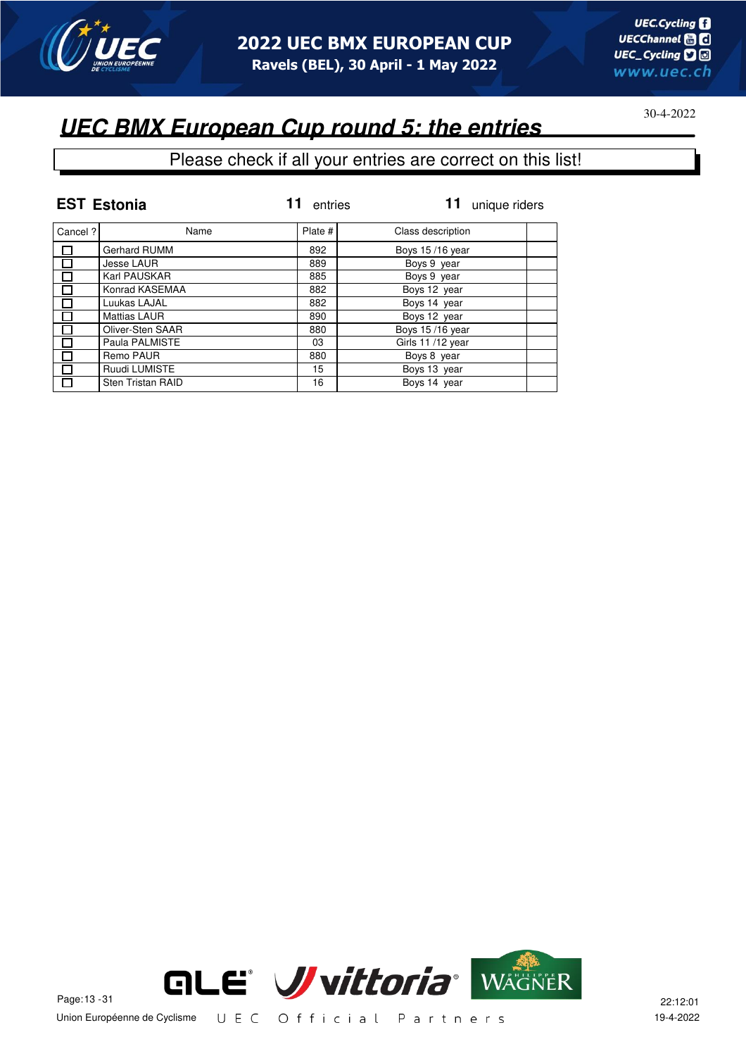# 2022 UEC BMX EUROPEAN CUP

Ravels (BEL), 30 April - 1 May 2022

30-4-2022

## *UEC BMX European Cup round 5: the entries*

Please check if all your entries are correct on this list!

**EST Estonia** — **11** entries — **11** unique riders

| Cancel ? | Name | Plate # | Class description | |
|---|---|---|---|---|
| ☐ | Gerhard RUMM | 892 | Boys 15 /16 year | |
| ☐ | Jesse LAUR | 889 | Boys 9 year | |
| ☐ | Karl PAUSKAR | 885 | Boys 9 year | |
| ☐ | Konrad KASEMAA | 882 | Boys 12 year | |
| ☐ | Luukas LAJAL | 882 | Boys 14 year | |
| ☐ | Mattias LAUR | 890 | Boys 12 year | |
| ☐ | Oliver-Sten SAAR | 880 | Boys 15 /16 year | |
| ☐ | Paula PALMISTE | 03 | Girls 11 /12 year | |
| ☐ | Remo PAUR | 880 | Boys 8 year | |
| ☐ | Ruudi LUMISTE | 15 | Boys 13 year | |
| ☐ | Sten Tristan RAID | 16 | Boys 14 year | |

Union Européenne de Cyclisme — UEC Official Partners

22:12:01
19-4-2022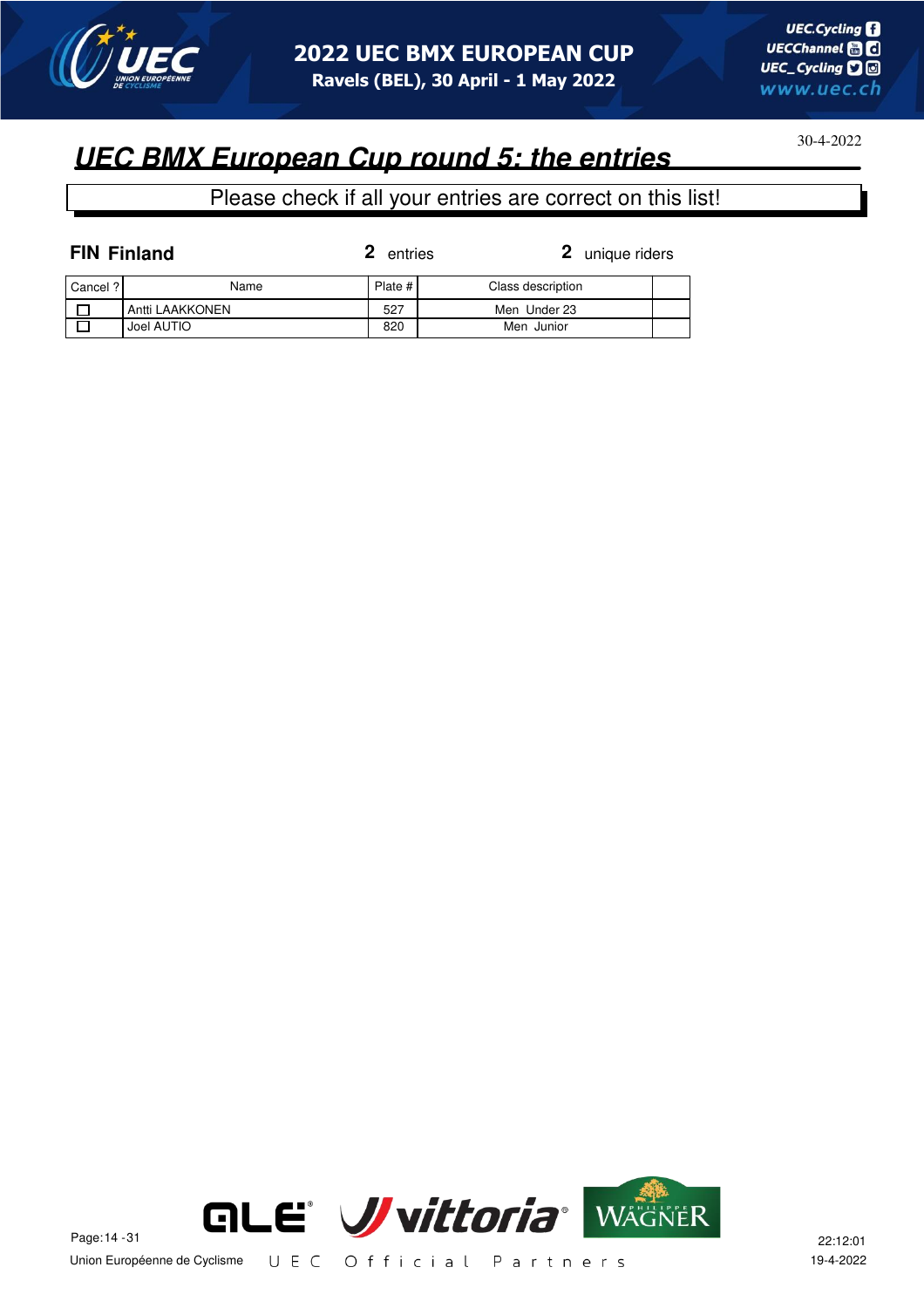# UEC BMX European Cup round 5: the entries

30-4-2022

Please check if all your entries are correct on this list!

**FIN Finland** **2** entries **2** unique riders

| Cancel ? | Name | Plate # | Class description | |
|---|---|---|---|---|
| ☐ | Antti LAAKKONEN | 527 | Men Under 23 | |
| ☐ | Joel AUTIO | 820 | Men Junior | |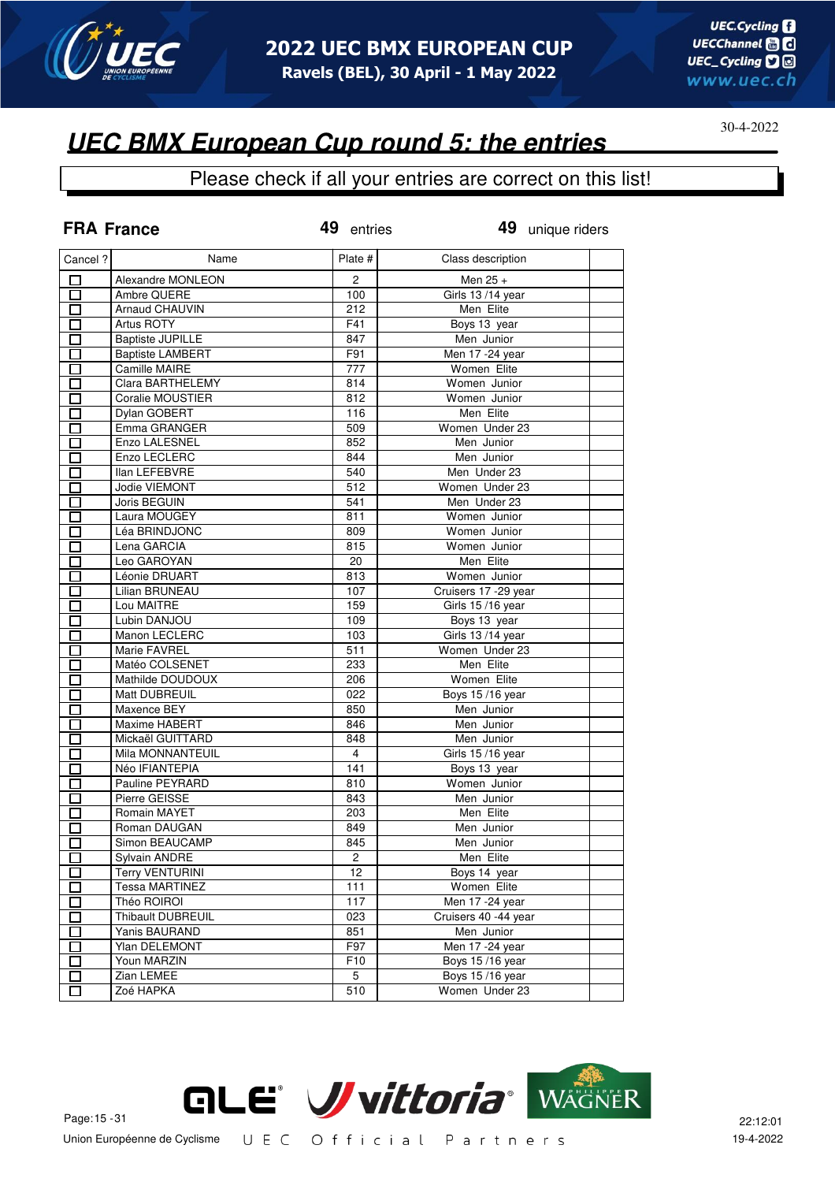# 2022 UEC BMX EUROPEAN CUP

**Ravels (BEL), 30 April - 1 May 2022**

30-4-2022

## *UEC BMX European Cup round 5: the entries*

Please check if all your entries are correct on this list!

**FRA France** — **49** entries — **49** unique riders

| Cancel ? | Name | Plate # | Class description | |
|---|---|---|---|---|
| ☐ | Alexandre MONLEON | 2 | Men 25 + | |
| ☐ | Ambre QUERE | 100 | Girls 13 /14 year | |
| ☐ | Arnaud CHAUVIN | 212 | Men Elite | |
| ☐ | Artus ROTY | F41 | Boys 13 year | |
| ☐ | Baptiste JUPILLE | 847 | Men Junior | |
| ☐ | Baptiste LAMBERT | F91 | Men 17 -24 year | |
| ☐ | Camille MAIRE | 777 | Women Elite | |
| ☐ | Clara BARTHELEMY | 814 | Women Junior | |
| ☐ | Coralie MOUSTIER | 812 | Women Junior | |
| ☐ | Dylan GOBERT | 116 | Men Elite | |
| ☐ | Emma GRANGER | 509 | Women Under 23 | |
| ☐ | Enzo LALESNEL | 852 | Men Junior | |
| ☐ | Enzo LECLERC | 844 | Men Junior | |
| ☐ | Ilan LEFEBVRE | 540 | Men Under 23 | |
| ☐ | Jodie VIEMONT | 512 | Women Under 23 | |
| ☐ | Joris BEGUIN | 541 | Men Under 23 | |
| ☐ | Laura MOUGEY | 811 | Women Junior | |
| ☐ | Léa BRINDJONC | 809 | Women Junior | |
| ☐ | Lena GARCIA | 815 | Women Junior | |
| ☐ | Leo GAROYAN | 20 | Men Elite | |
| ☐ | Léonie DRUART | 813 | Women Junior | |
| ☐ | Lilian BRUNEAU | 107 | Cruisers 17 -29 year | |
| ☐ | Lou MAITRE | 159 | Girls 15 /16 year | |
| ☐ | Lubin DANJOU | 109 | Boys 13 year | |
| ☐ | Manon LECLERC | 103 | Girls 13 /14 year | |
| ☐ | Marie FAVREL | 511 | Women Under 23 | |
| ☐ | Matéo COLSENET | 233 | Men Elite | |
| ☐ | Mathilde DOUDOUX | 206 | Women Elite | |
| ☐ | Matt DUBREUIL | 022 | Boys 15 /16 year | |
| ☐ | Maxence BEY | 850 | Men Junior | |
| ☐ | Maxime HABERT | 846 | Men Junior | |
| ☐ | Mickaël GUITTARD | 848 | Men Junior | |
| ☐ | Mila MONNANTEUIL | 4 | Girls 15 /16 year | |
| ☐ | Néo IFIANTEPIA | 141 | Boys 13 year | |
| ☐ | Pauline PEYRARD | 810 | Women Junior | |
| ☐ | Pierre GEISSE | 843 | Men Junior | |
| ☐ | Romain MAYET | 203 | Men Elite | |
| ☐ | Roman DAUGAN | 849 | Men Junior | |
| ☐ | Simon BEAUCAMP | 845 | Men Junior | |
| ☐ | Sylvain ANDRE | 2 | Men Elite | |
| ☐ | Terry VENTURINI | 12 | Boys 14 year | |
| ☐ | Tessa MARTINEZ | 111 | Women Elite | |
| ☐ | Théo ROIROI | 117 | Men 17 -24 year | |
| ☐ | Thibault DUBREUIL | 023 | Cruisers 40 -44 year | |
| ☐ | Yanis BAURAND | 851 | Men Junior | |
| ☐ | Ylan DELEMONT | F97 | Men 17 -24 year | |
| ☐ | Youn MARZIN | F10 | Boys 15 /16 year | |
| ☐ | Zian LEMEE | 5 | Boys 15 /16 year | |
| ☐ | Zoé HAPKA | 510 | Women Under 23 | |

Union Européenne de Cyclisme — UEC Official Partners

22:12:01
19-4-2022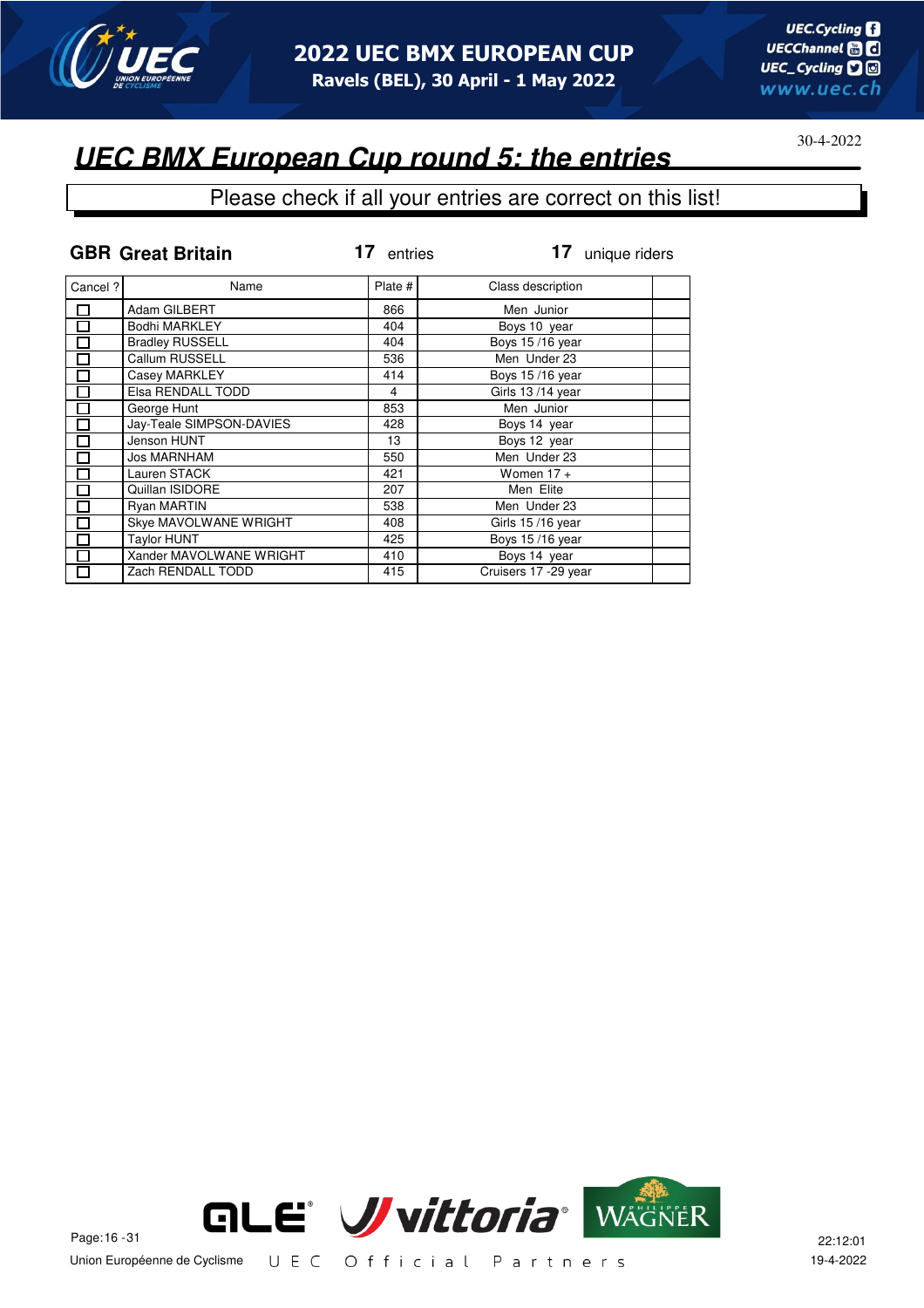# UEC BMX European Cup round 5: the entries

30-4-2022

Please check if all your entries are correct on this list!

**GBR Great Britain** 17 entries 17 unique riders

| Cancel ? | Name | Plate # | Class description | |
|---|---|---|---|---|
| ☐ | Adam GILBERT | 866 | Men Junior | |
| ☐ | Bodhi MARKLEY | 404 | Boys 10 year | |
| ☐ | Bradley RUSSELL | 404 | Boys 15 /16 year | |
| ☐ | Callum RUSSELL | 536 | Men Under 23 | |
| ☐ | Casey MARKLEY | 414 | Boys 15 /16 year | |
| ☐ | Elsa RENDALL TODD | 4 | Girls 13 /14 year | |
| ☐ | George Hunt | 853 | Men Junior | |
| ☐ | Jay-Teale SIMPSON-DAVIES | 428 | Boys 14 year | |
| ☐ | Jenson HUNT | 13 | Boys 12 year | |
| ☐ | Jos MARNHAM | 550 | Men Under 23 | |
| ☐ | Lauren STACK | 421 | Women 17 + | |
| ☐ | Quillan ISIDORE | 207 | Men Elite | |
| ☐ | Ryan MARTIN | 538 | Men Under 23 | |
| ☐ | Skye MAVOLWANE WRIGHT | 408 | Girls 15 /16 year | |
| ☐ | Taylor HUNT | 425 | Boys 15 /16 year | |
| ☐ | Xander MAVOLWANE WRIGHT | 410 | Boys 14 year | |
| ☐ | Zach RENDALL TODD | 415 | Cruisers 17 -29 year | |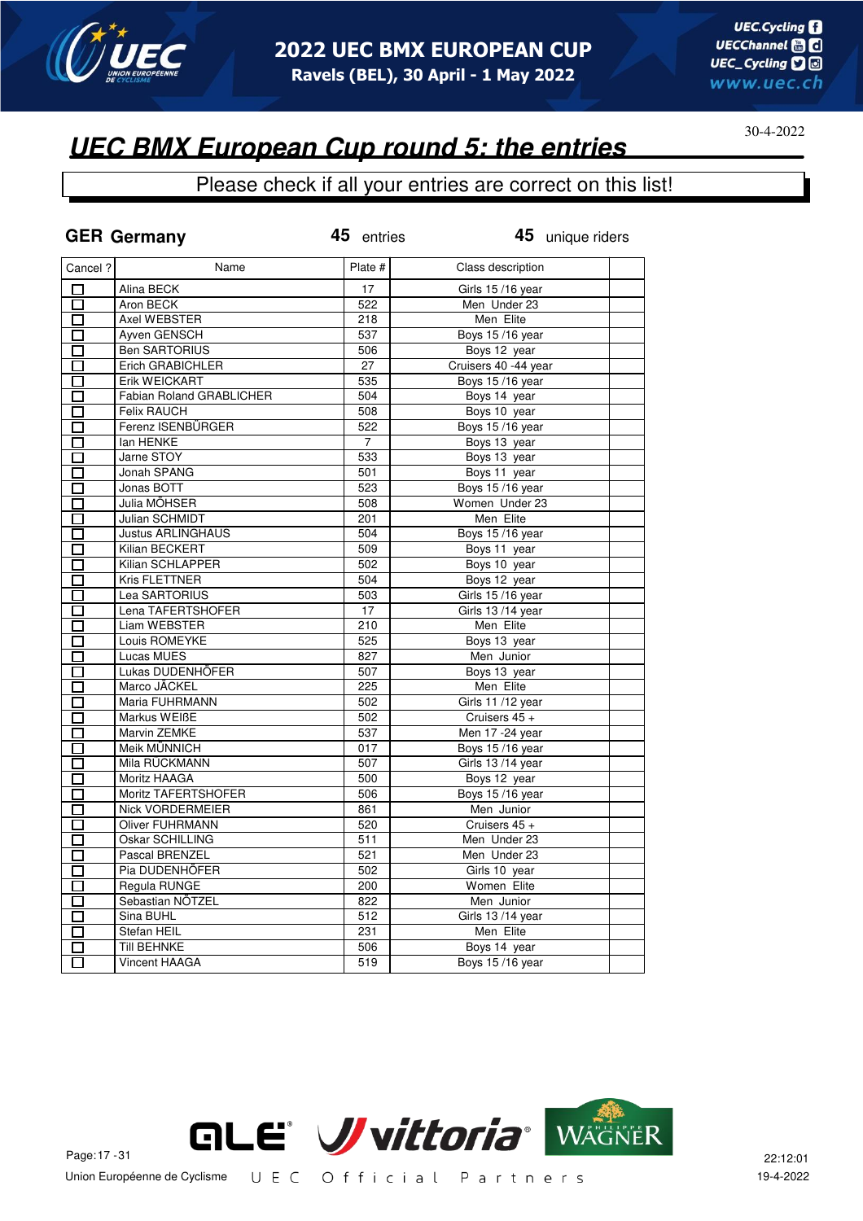# 2022 UEC BMX EUROPEAN CUP

**Ravels (BEL), 30 April - 1 May 2022**

30-4-2022

## UEC BMX European Cup round 5: the entries

Please check if all your entries are correct on this list!

**GER Germany** — **45** entries — **45** unique riders

| Cancel ? | Name | Plate # | Class description | |
|---|---|---|---|---|
| ☐ | Alina BECK | 17 | Girls 15 /16 year | |
| ☐ | Aron BECK | 522 | Men Under 23 | |
| ☐ | Axel WEBSTER | 218 | Men Elite | |
| ☐ | Ayven GENSCH | 537 | Boys 15 /16 year | |
| ☐ | Ben SARTORIUS | 506 | Boys 12 year | |
| ☐ | Erich GRABICHLER | 27 | Cruisers 40 -44 year | |
| ☐ | Erik WEICKART | 535 | Boys 15 /16 year | |
| ☐ | Fabian Roland GRABLICHER | 504 | Boys 14 year | |
| ☐ | Felix RAUCH | 508 | Boys 10 year | |
| ☐ | Ferenz ISENBÜRGER | 522 | Boys 15 /16 year | |
| ☐ | Ian HENKE | 7 | Boys 13 year | |
| ☐ | Jarne STOY | 533 | Boys 13 year | |
| ☐ | Jonah SPANG | 501 | Boys 11 year | |
| ☐ | Jonas BOTT | 523 | Boys 15 /16 year | |
| ☐ | Julia MÖHSER | 508 | Women Under 23 | |
| ☐ | Julian SCHMIDT | 201 | Men Elite | |
| ☐ | Justus ARLINGHAUS | 504 | Boys 15 /16 year | |
| ☐ | Kilian BECKERT | 509 | Boys 11 year | |
| ☐ | Kilian SCHLAPPER | 502 | Boys 10 year | |
| ☐ | Kris FLETTNER | 504 | Boys 12 year | |
| ☐ | Lea SARTORIUS | 503 | Girls 15 /16 year | |
| ☐ | Lena TAFERTSHOFER | 17 | Girls 13 /14 year | |
| ☐ | Liam WEBSTER | 210 | Men Elite | |
| ☐ | Louis ROMEYKE | 525 | Boys 13 year | |
| ☐ | Lucas MUES | 827 | Men Junior | |
| ☐ | Lukas DUDENHÖFER | 507 | Boys 13 year | |
| ☐ | Marco JÄCKEL | 225 | Men Elite | |
| ☐ | Maria FUHRMANN | 502 | Girls 11 /12 year | |
| ☐ | Markus WEIßE | 502 | Cruisers 45 + | |
| ☐ | Marvin ZEMKE | 537 | Men 17 -24 year | |
| ☐ | Meik MÜNNICH | 017 | Boys 15 /16 year | |
| ☐ | Mila RÜCKMANN | 507 | Girls 13 /14 year | |
| ☐ | Moritz HAAGA | 500 | Boys 12 year | |
| ☐ | Moritz TAFERTSHOFER | 506 | Boys 15 /16 year | |
| ☐ | Nick VORDERMEIER | 861 | Men Junior | |
| ☐ | Oliver FUHRMANN | 520 | Cruisers 45 + | |
| ☐ | Oskar SCHILLING | 511 | Men Under 23 | |
| ☐ | Pascal BRENZEL | 521 | Men Under 23 | |
| ☐ | Pia DUDENHÖFER | 502 | Girls 10 year | |
| ☐ | Regula RUNGE | 200 | Women Elite | |
| ☐ | Sebastian NÖTZEL | 822 | Men Junior | |
| ☐ | Sina BUHL | 512 | Girls 13 /14 year | |
| ☐ | Stefan HEIL | 231 | Men Elite | |
| ☐ | Till BEHNKE | 506 | Boys 14 year | |
| ☐ | Vincent HAAGA | 519 | Boys 15 /16 year | |

Union Européenne de Cyclisme — UEC Official Partners

22:12:01
19-4-2022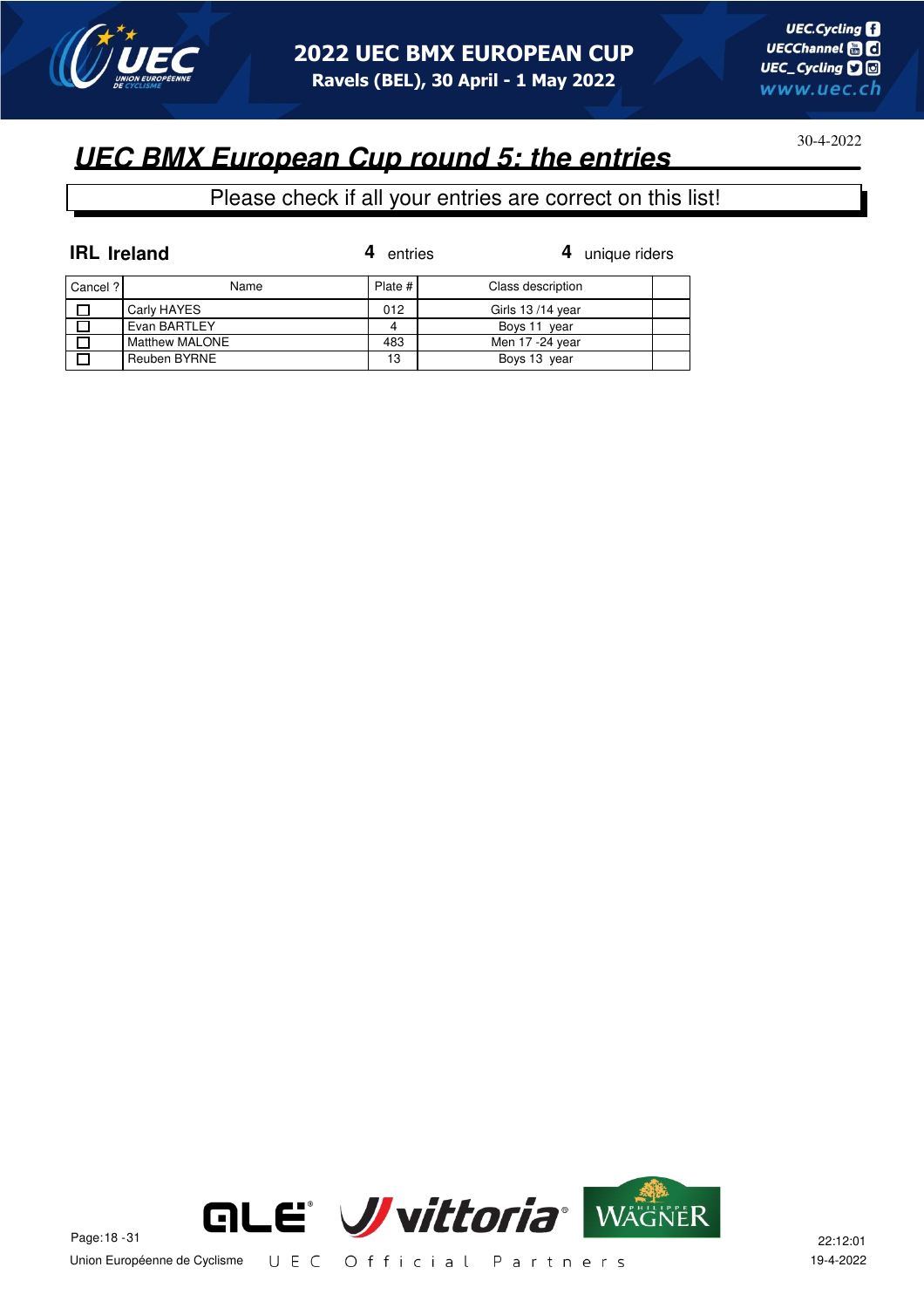# UEC BMX European Cup round 5: the entries

30-4-2022

Please check if all your entries are correct on this list!

**IRL Ireland** — **4** entries — **4** unique riders

| Cancel ? | Name | Plate # | Class description | |
|---|---|---|---|---|
| ☐ | Carly HAYES | 012 | Girls 13 /14 year | |
| ☐ | Evan BARTLEY | 4 | Boys 11 year | |
| ☐ | Matthew MALONE | 483 | Men 17 -24 year | |
| ☐ | Reuben BYRNE | 13 | Boys 13 year | |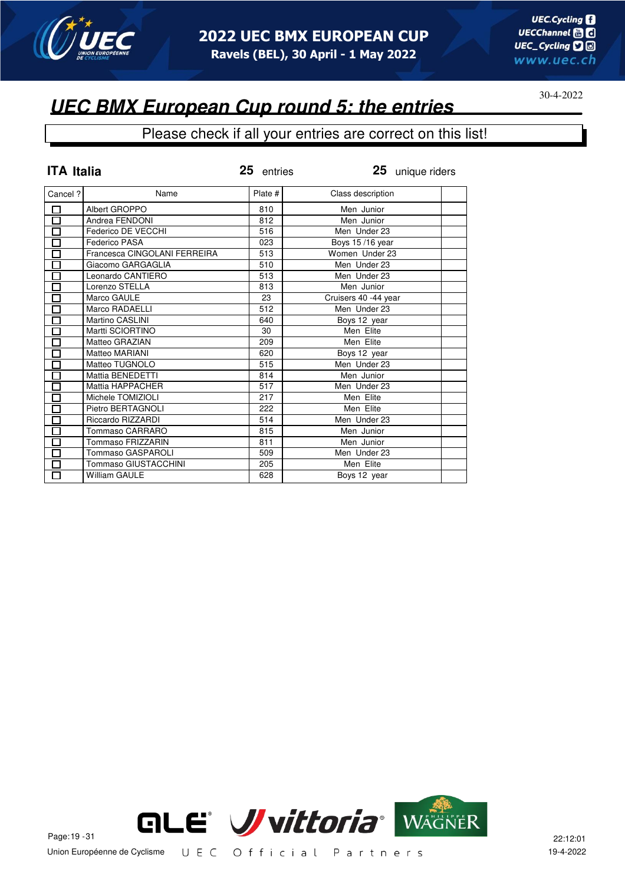# 2022 UEC BMX EUROPEAN CUP

Ravels (BEL), 30 April - 1 May 2022

30-4-2022

## UEC BMX European Cup round 5: the entries

Please check if all your entries are correct on this list!

**ITA Italia** **25** entries **25** unique riders

| Cancel ? | Name | Plate # | Class description | |
|---|---|---|---|---|
| ☐ | Albert GROPPO | 810 | Men Junior | |
| ☐ | Andrea FENDONI | 812 | Men Junior | |
| ☐ | Federico DE VECCHI | 516 | Men Under 23 | |
| ☐ | Federico PASA | 023 | Boys 15 /16 year | |
| ☐ | Francesca CINGOLANI FERREIRA | 513 | Women Under 23 | |
| ☐ | Giacomo GARGAGLIA | 510 | Men Under 23 | |
| ☐ | Leonardo CANTIERO | 513 | Men Under 23 | |
| ☐ | Lorenzo STELLA | 813 | Men Junior | |
| ☐ | Marco GAULE | 23 | Cruisers 40 -44 year | |
| ☐ | Marco RADAELLI | 512 | Men Under 23 | |
| ☐ | Martino CASLINI | 640 | Boys 12 year | |
| ☐ | Martti SCIORTINO | 30 | Men Elite | |
| ☐ | Matteo GRAZIAN | 209 | Men Elite | |
| ☐ | Matteo MARIANI | 620 | Boys 12 year | |
| ☐ | Matteo TUGNOLO | 515 | Men Under 23 | |
| ☐ | Mattia BENEDETTI | 814 | Men Junior | |
| ☐ | Mattia HAPPACHER | 517 | Men Under 23 | |
| ☐ | Michele TOMIZIOLI | 217 | Men Elite | |
| ☐ | Pietro BERTAGNOLI | 222 | Men Elite | |
| ☐ | Riccardo RIZZARDI | 514 | Men Under 23 | |
| ☐ | Tommaso CARRARO | 815 | Men Junior | |
| ☐ | Tommaso FRIZZARIN | 811 | Men Junior | |
| ☐ | Tommaso GASPAROLI | 509 | Men Under 23 | |
| ☐ | Tommaso GIUSTACCHINI | 205 | Men Elite | |
| ☐ | William GAULE | 628 | Boys 12 year | |

Union Européenne de Cyclisme UEC Official Partners

22:12:01
19-4-2022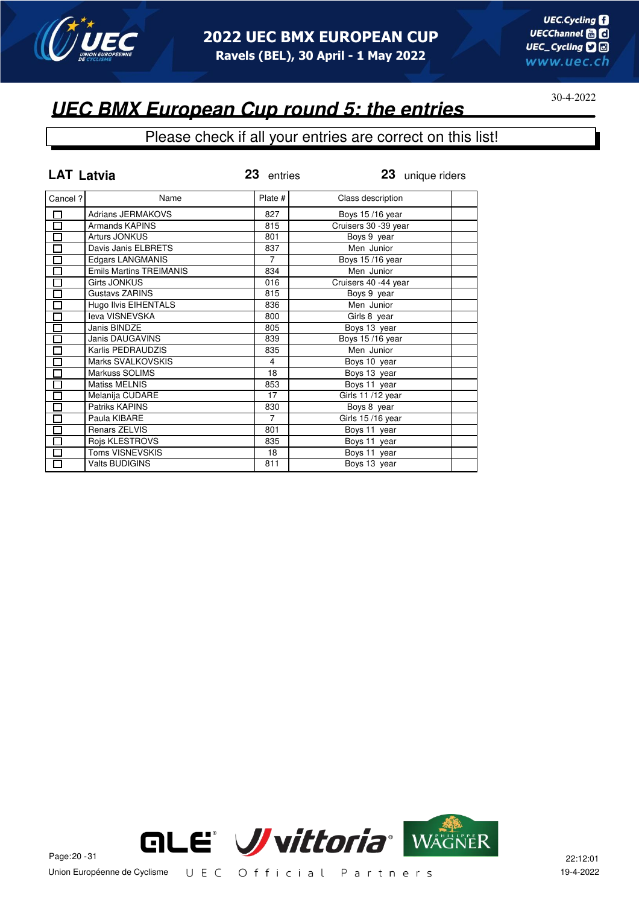# 2022 UEC BMX EUROPEAN CUP

Ravels (BEL), 30 April - 1 May 2022

## UEC BMX European Cup round 5: the entries

30-4-2022

Please check if all your entries are correct on this list!

**LAT Latvia** **23** entries **23** unique riders

| Cancel ? | Name | Plate # | Class description | |
|---|---|---|---|---|
| ☐ | Adrians JERMAKOVS | 827 | Boys 15 /16 year | |
| ☐ | Armands KAPINS | 815 | Cruisers 30 -39 year | |
| ☐ | Arturs JONKUS | 801 | Boys 9 year | |
| ☐ | Davis Janis ELBRETS | 837 | Men Junior | |
| ☐ | Edgars LANGMANIS | 7 | Boys 15 /16 year | |
| ☐ | Emils Martins TREIMANIS | 834 | Men Junior | |
| ☐ | Girts JONKUS | 016 | Cruisers 40 -44 year | |
| ☐ | Gustavs ZARINS | 815 | Boys 9 year | |
| ☐ | Hugo Ilvis EIHENTALS | 836 | Men Junior | |
| ☐ | Ieva VISNEVSKA | 800 | Girls 8 year | |
| ☐ | Janis BINDZE | 805 | Boys 13 year | |
| ☐ | Janis DAUGAVINS | 839 | Boys 15 /16 year | |
| ☐ | Karlis PEDRAUDZIS | 835 | Men Junior | |
| ☐ | Marks SVALKOVSKIS | 4 | Boys 10 year | |
| ☐ | Markuss SOLIMS | 18 | Boys 13 year | |
| ☐ | Matiss MELNIS | 853 | Boys 11 year | |
| ☐ | Melanija CUDARE | 17 | Girls 11 /12 year | |
| ☐ | Patriks KAPINS | 830 | Boys 8 year | |
| ☐ | Paula KIBARE | 7 | Girls 15 /16 year | |
| ☐ | Renars ZELVIS | 801 | Boys 11 year | |
| ☐ | Rojs KLESTROVS | 835 | Boys 11 year | |
| ☐ | Toms VISNEVSKIS | 18 | Boys 11 year | |
| ☐ | Valts BUDIGINS | 811 | Boys 13 year | |

Union Européenne de Cyclisme    UEC Official Partners

22:12:01
19-4-2022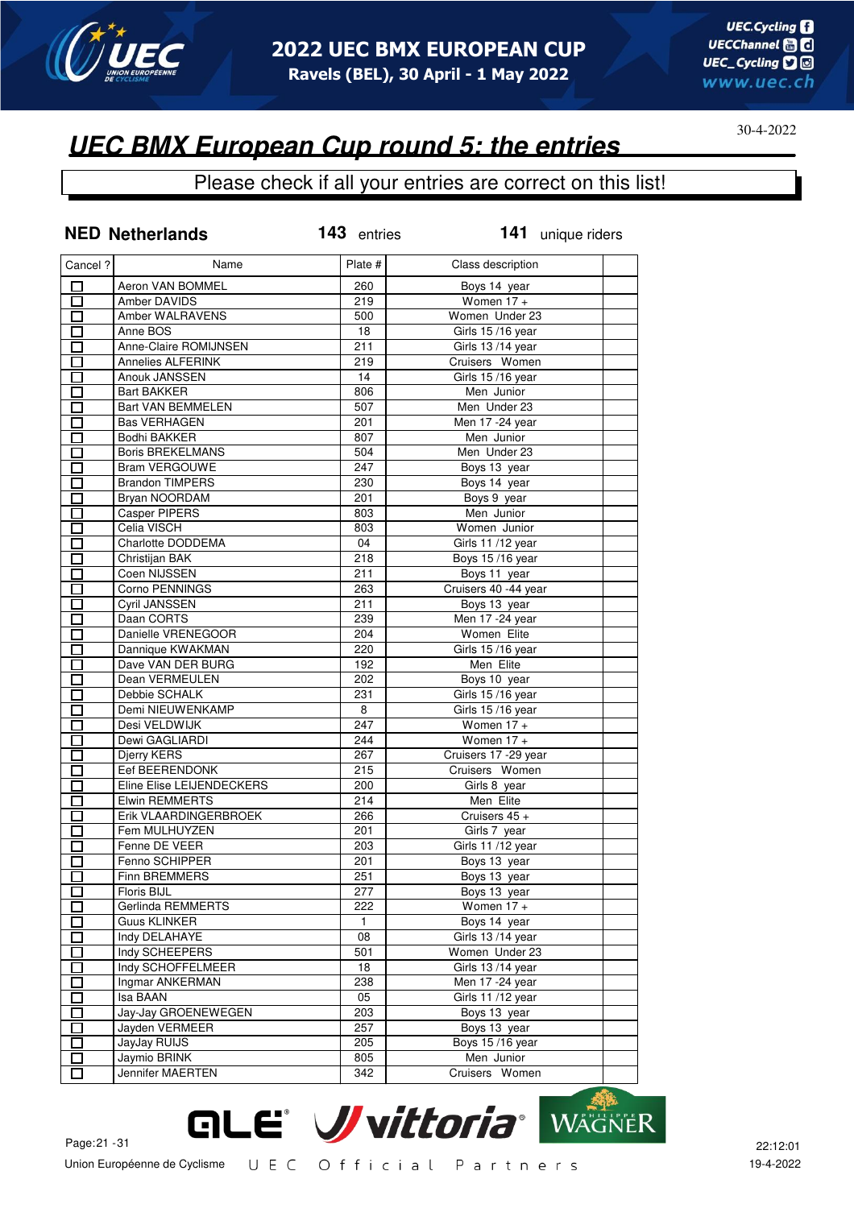# UEC BMX European Cup round 5: the entries

30-4-2022

Please check if all your entries are correct on this list!

**NED Netherlands** **143** entries **141** unique riders

| Cancel ? | Name | Plate # | Class description | |
|---|---|---|---|---|
| ☐ | Aeron VAN BOMMEL | 260 | Boys 14 year | |
| ☐ | Amber DAVIDS | 219 | Women 17 + | |
| ☐ | Amber WALRAVENS | 500 | Women Under 23 | |
| ☐ | Anne BOS | 18 | Girls 15 /16 year | |
| ☐ | Anne-Claire ROMIJNSEN | 211 | Girls 13 /14 year | |
| ☐ | Annelies ALFERINK | 219 | Cruisers Women | |
| ☐ | Anouk JANSSEN | 14 | Girls 15 /16 year | |
| ☐ | Bart BAKKER | 806 | Men Junior | |
| ☐ | Bart VAN BEMMELEN | 507 | Men Under 23 | |
| ☐ | Bas VERHAGEN | 201 | Men 17 -24 year | |
| ☐ | Bodhi BAKKER | 807 | Men Junior | |
| ☐ | Boris BREKELMANS | 504 | Men Under 23 | |
| ☐ | Bram VERGOUWE | 247 | Boys 13 year | |
| ☐ | Brandon TIMPERS | 230 | Boys 14 year | |
| ☐ | Bryan NOORDAM | 201 | Boys 9 year | |
| ☐ | Casper PIPERS | 803 | Men Junior | |
| ☐ | Celia VISCH | 803 | Women Junior | |
| ☐ | Charlotte DODDEMA | 04 | Girls 11 /12 year | |
| ☐ | Christijan BAK | 218 | Boys 15 /16 year | |
| ☐ | Coen NIJSSEN | 211 | Boys 11 year | |
| ☐ | Corno PENNINGS | 263 | Cruisers 40 -44 year | |
| ☐ | Cyril JANSSEN | 211 | Boys 13 year | |
| ☐ | Daan CORTS | 239 | Men 17 -24 year | |
| ☐ | Danielle VRENEGOOR | 204 | Women Elite | |
| ☐ | Dannique KWAKMAN | 220 | Girls 15 /16 year | |
| ☐ | Dave VAN DER BURG | 192 | Men Elite | |
| ☐ | Dean VERMEULEN | 202 | Boys 10 year | |
| ☐ | Debbie SCHALK | 231 | Girls 15 /16 year | |
| ☐ | Demi NIEUWENKAMP | 8 | Girls 15 /16 year | |
| ☐ | Desi VELDWIJK | 247 | Women 17 + | |
| ☐ | Dewi GAGLIARDI | 244 | Women 17 + | |
| ☐ | Djerry KERS | 267 | Cruisers 17 -29 year | |
| ☐ | Eef BEERENDONK | 215 | Cruisers Women | |
| ☐ | Eline Elise LEIJENDECKERS | 200 | Girls 8 year | |
| ☐ | Elwin REMMERTS | 214 | Men Elite | |
| ☐ | Erik VLAARDINGERBROEK | 266 | Cruisers 45 + | |
| ☐ | Fem MULHUYZEN | 201 | Girls 7 year | |
| ☐ | Fenne DE VEER | 203 | Girls 11 /12 year | |
| ☐ | Fenno SCHIPPER | 201 | Boys 13 year | |
| ☐ | Finn BREMMERS | 251 | Boys 13 year | |
| ☐ | Floris BIJL | 277 | Boys 13 year | |
| ☐ | Gerlinda REMMERTS | 222 | Women 17 + | |
| ☐ | Guus KLINKER | 1 | Boys 14 year | |
| ☐ | Indy DELAHAYE | 08 | Girls 13 /14 year | |
| ☐ | Indy SCHEEPERS | 501 | Women Under 23 | |
| ☐ | Indy SCHOFFELMEER | 18 | Girls 13 /14 year | |
| ☐ | Ingmar ANKERMAN | 238 | Men 17 -24 year | |
| ☐ | Isa BAAN | 05 | Girls 11 /12 year | |
| ☐ | Jay-Jay GROENEWEGEN | 203 | Boys 13 year | |
| ☐ | Jayden VERMEER | 257 | Boys 13 year | |
| ☐ | JayJay RUIJS | 205 | Boys 15 /16 year | |
| ☐ | Jaymio BRINK | 805 | Men Junior | |
| ☐ | Jennifer MAERTEN | 342 | Cruisers Women | |

Union Européenne de Cyclisme    U E C   O f f i c i a l   P a r t n e r s

22:12:01
19-4-2022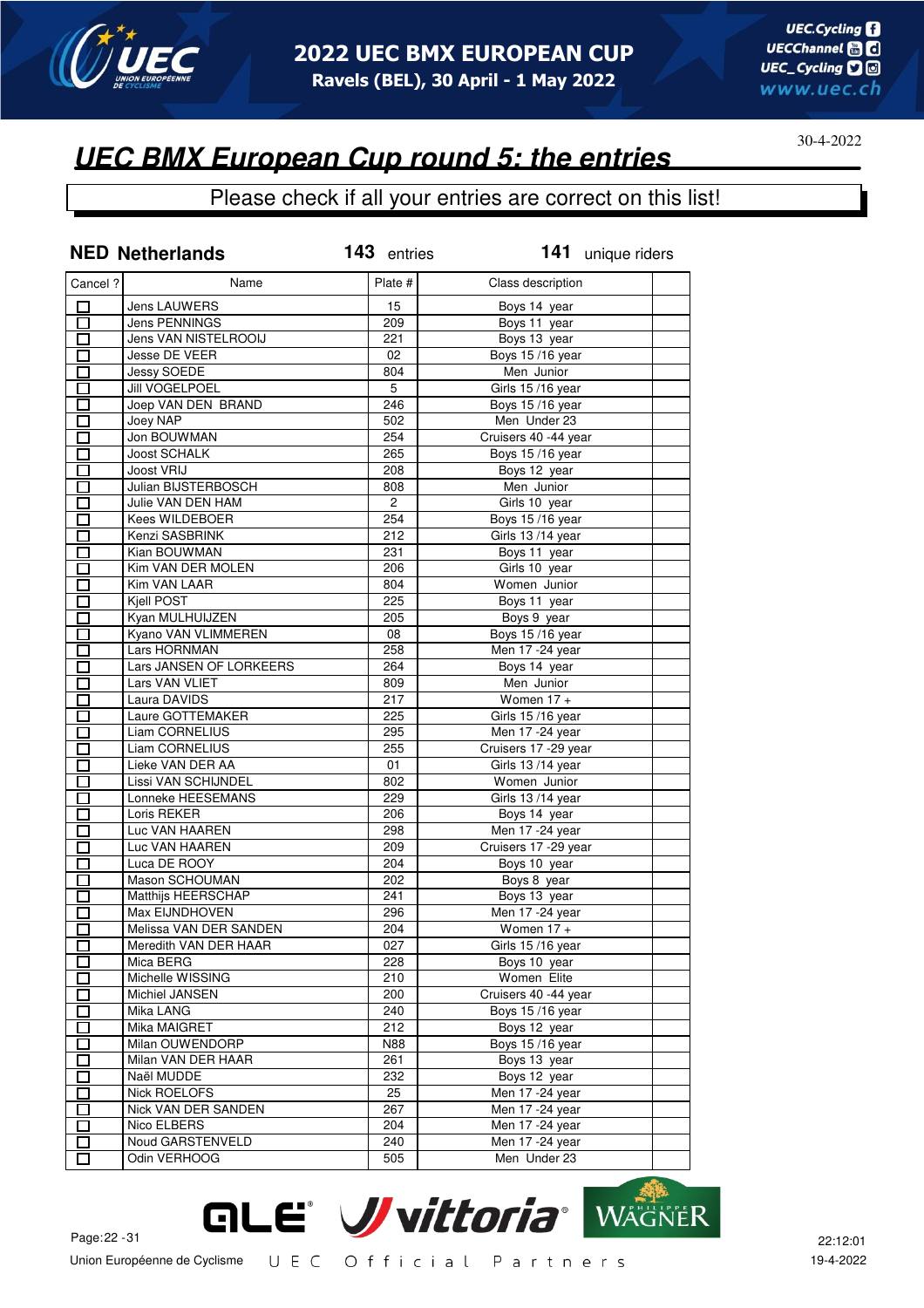# 2022 UEC BMX EUROPEAN CUP

**Ravels (BEL), 30 April - 1 May 2022**

30-4-2022

## UEC BMX European Cup round 5: the entries

Please check if all your entries are correct on this list!

**NED Netherlands** **143** entries **141** unique riders

| Cancel ? | Name | Plate # | Class description | |
|---|---|---|---|---|
| ☐ | Jens LAUWERS | 15 | Boys 14 year | |
| ☐ | Jens PENNINGS | 209 | Boys 11 year | |
| ☐ | Jens VAN NISTELROOIJ | 221 | Boys 13 year | |
| ☐ | Jesse DE VEER | 02 | Boys 15 /16 year | |
| ☐ | Jessy SOEDE | 804 | Men Junior | |
| ☐ | Jill VOGELPOEL | 5 | Girls 15 /16 year | |
| ☐ | Joep VAN DEN BRAND | 246 | Boys 15 /16 year | |
| ☐ | Joey NAP | 502 | Men Under 23 | |
| ☐ | Jon BOUWMAN | 254 | Cruisers 40 -44 year | |
| ☐ | Joost SCHALK | 265 | Boys 15 /16 year | |
| ☐ | Joost VRIJ | 208 | Boys 12 year | |
| ☐ | Julian BIJSTERBOSCH | 808 | Men Junior | |
| ☐ | Julie VAN DEN HAM | 2 | Girls 10 year | |
| ☐ | Kees WILDEBOER | 254 | Boys 15 /16 year | |
| ☐ | Kenzi SASBRINK | 212 | Girls 13 /14 year | |
| ☐ | Kian BOUWMAN | 231 | Boys 11 year | |
| ☐ | Kim VAN DER MOLEN | 206 | Girls 10 year | |
| ☐ | Kim VAN LAAR | 804 | Women Junior | |
| ☐ | Kjell POST | 225 | Boys 11 year | |
| ☐ | Kyan MULHUIJZEN | 205 | Boys 9 year | |
| ☐ | Kyano VAN VLIMMEREN | 08 | Boys 15 /16 year | |
| ☐ | Lars HORNMAN | 258 | Men 17 -24 year | |
| ☐ | Lars JANSEN OF LORKEERS | 264 | Boys 14 year | |
| ☐ | Lars VAN VLIET | 809 | Men Junior | |
| ☐ | Laura DAVIDS | 217 | Women 17 + | |
| ☐ | Laure GOTTEMAKER | 225 | Girls 15 /16 year | |
| ☐ | Liam CORNELIUS | 295 | Men 17 -24 year | |
| ☐ | Liam CORNELIUS | 255 | Cruisers 17 -29 year | |
| ☐ | Lieke VAN DER AA | 01 | Girls 13 /14 year | |
| ☐ | Lissi VAN SCHIJNDEL | 802 | Women Junior | |
| ☐ | Lonneke HEESEMANS | 229 | Girls 13 /14 year | |
| ☐ | Loris REKER | 206 | Boys 14 year | |
| ☐ | Luc VAN HAAREN | 298 | Men 17 -24 year | |
| ☐ | Luc VAN HAAREN | 209 | Cruisers 17 -29 year | |
| ☐ | Luca DE ROOY | 204 | Boys 10 year | |
| ☐ | Mason SCHOUMAN | 202 | Boys 8 year | |
| ☐ | Matthijs HEERSCHAP | 241 | Boys 13 year | |
| ☐ | Max EIJNDHOVEN | 296 | Men 17 -24 year | |
| ☐ | Melissa VAN DER SANDEN | 204 | Women 17 + | |
| ☐ | Meredith VAN DER HAAR | 027 | Girls 15 /16 year | |
| ☐ | Mica BERG | 228 | Boys 10 year | |
| ☐ | Michelle WISSING | 210 | Women Elite | |
| ☐ | Michiel JANSEN | 200 | Cruisers 40 -44 year | |
| ☐ | Mika LANG | 240 | Boys 15 /16 year | |
| ☐ | Mika MAIGRET | 212 | Boys 12 year | |
| ☐ | Milan OUWENDORP | N88 | Boys 15 /16 year | |
| ☐ | Milan VAN DER HAAR | 261 | Boys 13 year | |
| ☐ | Naël MUDDE | 232 | Boys 12 year | |
| ☐ | Nick ROELOFS | 25 | Men 17 -24 year | |
| ☐ | Nick VAN DER SANDEN | 267 | Men 17 -24 year | |
| ☐ | Nico ELBERS | 204 | Men 17 -24 year | |
| ☐ | Noud GARSTENVELD | 240 | Men 17 -24 year | |
| ☐ | Odin VERHOOG | 505 | Men Under 23 | |

Union Européenne de Cyclisme    UEC Official Partners

22:12:01
19-4-2022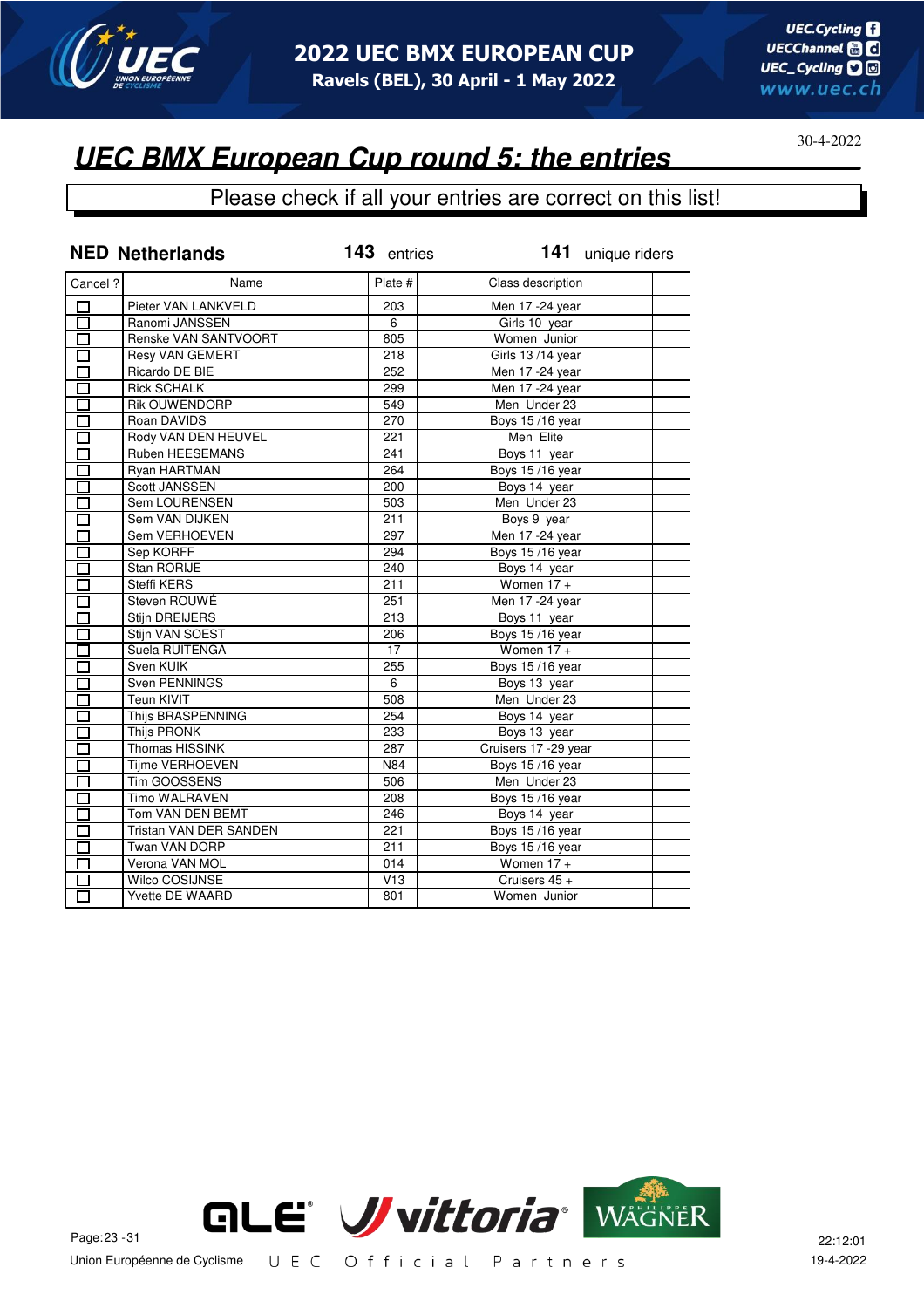# UEC BMX European Cup round 5: the entries

30-4-2022

Please check if all your entries are correct on this list!

**NED Netherlands** **143** entries **141** unique riders

| Cancel ? | Name | Plate # | Class description | |
|---|---|---|---|---|
| ☐ | Pieter VAN LANKVELD | 203 | Men 17 -24 year | |
| ☐ | Ranomi JANSSEN | 6 | Girls 10 year | |
| ☐ | Renske VAN SANTVOORT | 805 | Women Junior | |
| ☐ | Resy VAN GEMERT | 218 | Girls 13 /14 year | |
| ☐ | Ricardo DE BIE | 252 | Men 17 -24 year | |
| ☐ | Rick SCHALK | 299 | Men 17 -24 year | |
| ☐ | Rik OUWENDORP | 549 | Men Under 23 | |
| ☐ | Roan DAVIDS | 270 | Boys 15 /16 year | |
| ☐ | Rody VAN DEN HEUVEL | 221 | Men Elite | |
| ☐ | Ruben HEESEMANS | 241 | Boys 11 year | |
| ☐ | Ryan HARTMAN | 264 | Boys 15 /16 year | |
| ☐ | Scott JANSSEN | 200 | Boys 14 year | |
| ☐ | Sem LOURENSEN | 503 | Men Under 23 | |
| ☐ | Sem VAN DIJKEN | 211 | Boys 9 year | |
| ☐ | Sem VERHOEVEN | 297 | Men 17 -24 year | |
| ☐ | Sep KORFF | 294 | Boys 15 /16 year | |
| ☐ | Stan RORIJE | 240 | Boys 14 year | |
| ☐ | Steffi KERS | 211 | Women 17 + | |
| ☐ | Steven ROUWÉ | 251 | Men 17 -24 year | |
| ☐ | Stijn DREIJERS | 213 | Boys 11 year | |
| ☐ | Stijn VAN SOEST | 206 | Boys 15 /16 year | |
| ☐ | Suela RUITENGA | 17 | Women 17 + | |
| ☐ | Sven KUIK | 255 | Boys 15 /16 year | |
| ☐ | Sven PENNINGS | 6 | Boys 13 year | |
| ☐ | Teun KIVIT | 508 | Men Under 23 | |
| ☐ | Thijs BRASPENNING | 254 | Boys 14 year | |
| ☐ | Thijs PRONK | 233 | Boys 13 year | |
| ☐ | Thomas HISSINK | 287 | Cruisers 17 -29 year | |
| ☐ | Tijme VERHOEVEN | N84 | Boys 15 /16 year | |
| ☐ | Tim GOOSSENS | 506 | Men Under 23 | |
| ☐ | Timo WALRAVEN | 208 | Boys 15 /16 year | |
| ☐ | Tom VAN DEN BEMT | 246 | Boys 14 year | |
| ☐ | Tristan VAN DER SANDEN | 221 | Boys 15 /16 year | |
| ☐ | Twan VAN DORP | 211 | Boys 15 /16 year | |
| ☐ | Verona VAN MOL | 014 | Women 17 + | |
| ☐ | Wilco COSIJNSE | V13 | Cruisers 45 + | |
| ☐ | Yvette DE WAARD | 801 | Women Junior | |

Union Européenne de Cyclisme — UEC Official Partners

22:12:01
19-4-2022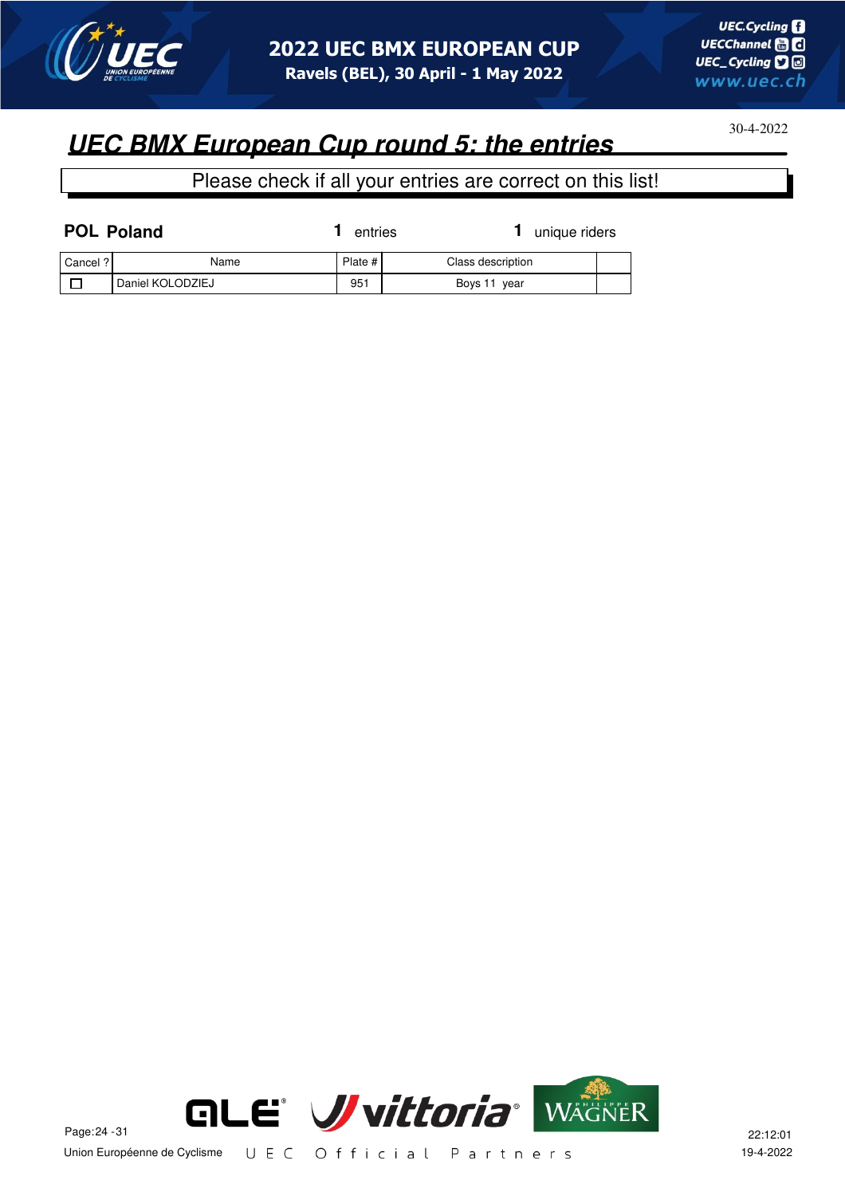## UEC BMX European Cup round 5: the entries

30-4-2022

Please check if all your entries are correct on this list!

**POL Poland** **1** entries **1** unique riders

| Cancel ? | Name | Plate # | Class description | |
|---|---|---|---|---|
| ☐ | Daniel KOLODZIEJ | 951 | Boys 11 year | |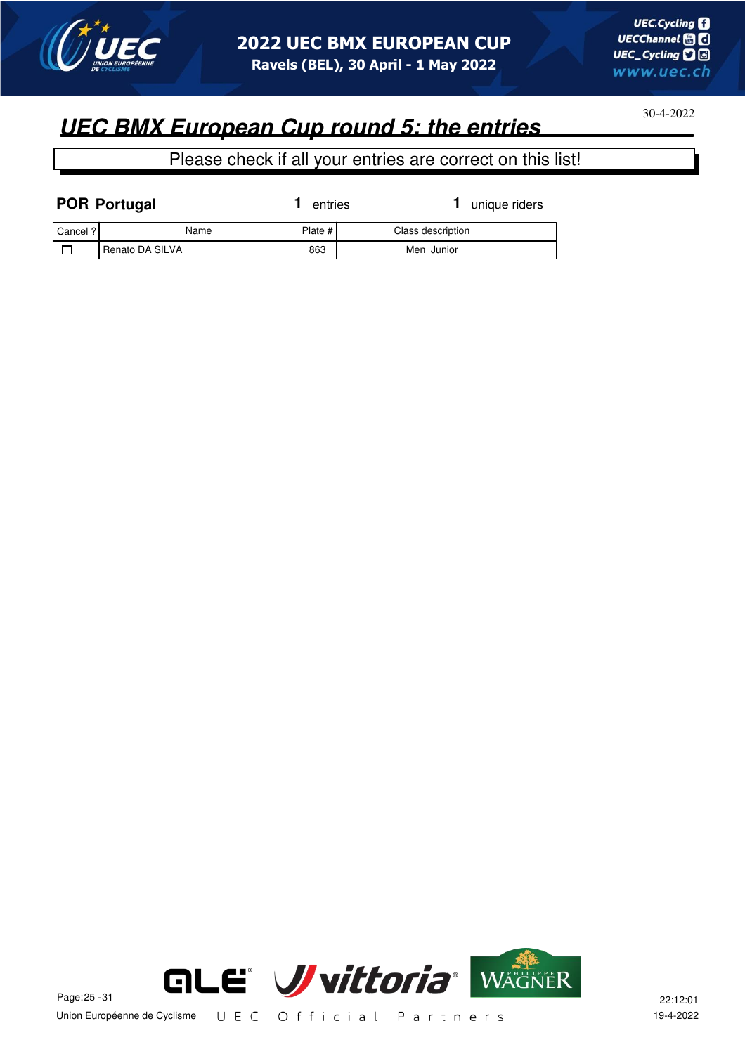## UEC BMX European Cup round 5: the entries

30-4-2022

Please check if all your entries are correct on this list!

**POR Portugal** 1 entries 1 unique riders

| Cancel ? | Name | Plate # | Class description | |
|---|---|---|---|---|
| ☐ | Renato DA SILVA | 863 | Men Junior | |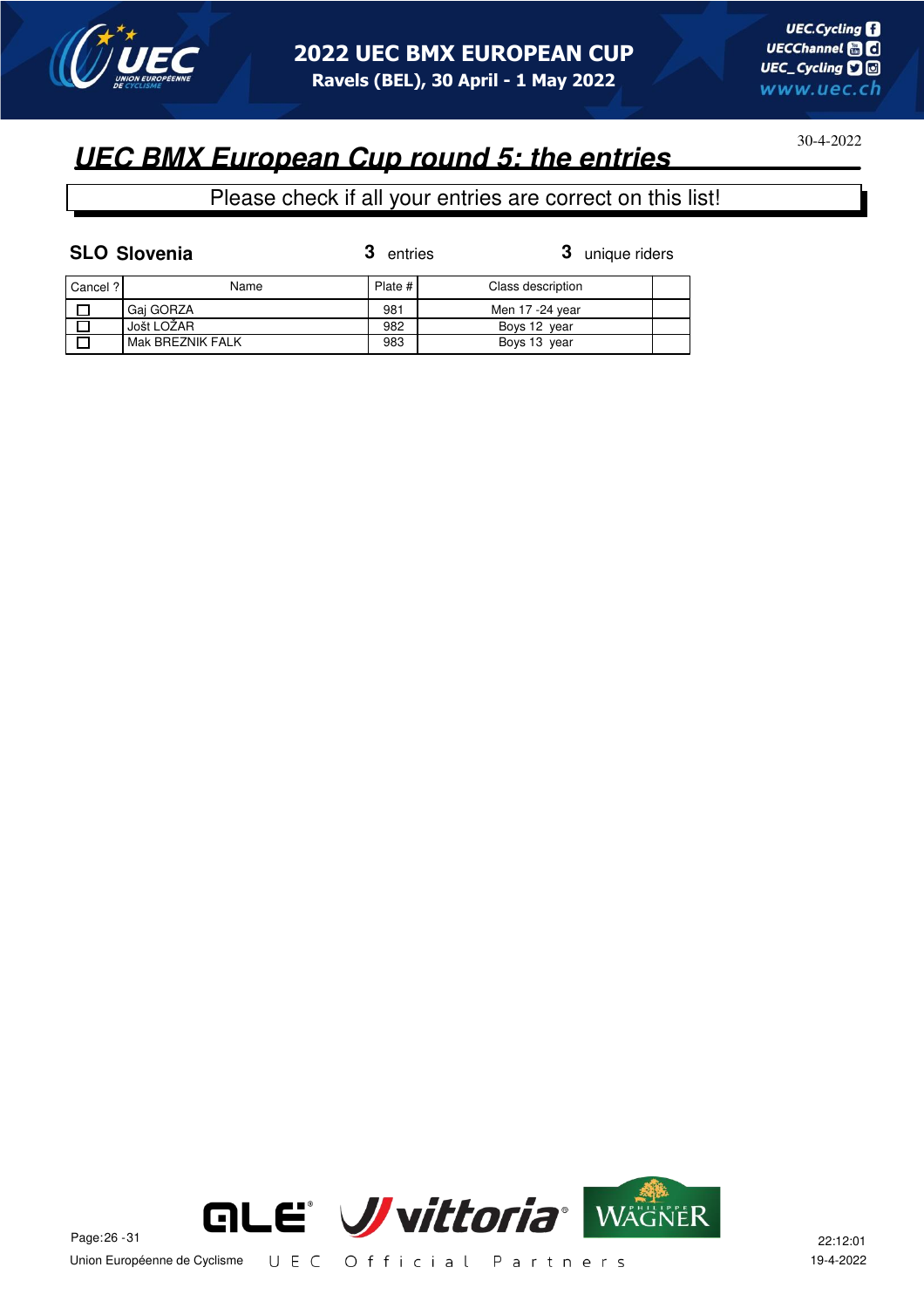# 2022 UEC BMX EUROPEAN CUP

**Ravels (BEL), 30 April - 1 May 2022**

30-4-2022

## *UEC BMX European Cup round 5: the entries*

Please check if all your entries are correct on this list!

**SLO Slovenia** — **3** entries — **3** unique riders

| Cancel ? | Name | Plate # | Class description | |
|---|---|---|---|---|
| ☐ | Gaj GORZA | 981 | Men 17 -24 year | |
| ☐ | Jošt LOŽAR | 982 | Boys 12 year | |
| ☐ | Mak BREZNIK FALK | 983 | Boys 13 year | |

Union Européenne de Cyclisme — UEC Official Partners

22:12:01
19-4-2022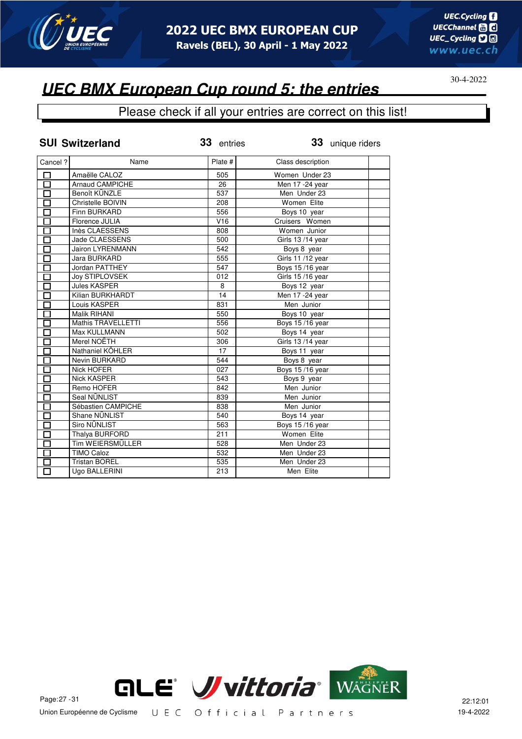# 2022 UEC BMX EUROPEAN CUP

Ravels (BEL), 30 April - 1 May 2022

30-4-2022

## UEC BMX European Cup round 5: the entries

Please check if all your entries are correct on this list!

**SUI Switzerland** — **33** entries — **33** unique riders

| Cancel ? | Name | Plate # | Class description | |
|---|---|---|---|---|
| ☐ | Amaëlle CALOZ | 505 | Women Under 23 | |
| ☐ | Arnaud CAMPICHE | 26 | Men 17 -24 year | |
| ☐ | Benoît KÜNZLE | 537 | Men Under 23 | |
| ☐ | Christelle BOIVIN | 208 | Women Elite | |
| ☐ | Finn BURKARD | 556 | Boys 10 year | |
| ☐ | Florence JULIA | V16 | Cruisers Women | |
| ☐ | Inès CLAESSENS | 808 | Women Junior | |
| ☐ | Jade CLAESSENS | 500 | Girls 13 /14 year | |
| ☐ | Jairon LYRENMANN | 542 | Boys 8 year | |
| ☐ | Jara BURKARD | 555 | Girls 11 /12 year | |
| ☐ | Jordan PATTHEY | 547 | Boys 15 /16 year | |
| ☐ | Joy STIPLOVSEK | 012 | Girls 15 /16 year | |
| ☐ | Jules KASPER | 8 | Boys 12 year | |
| ☐ | Kilian BURKHARDT | 14 | Men 17 -24 year | |
| ☐ | Louis KASPER | 831 | Men Junior | |
| ☐ | Malik RIHANI | 550 | Boys 10 year | |
| ☐ | Mathis TRAVELLETTI | 556 | Boys 15 /16 year | |
| ☐ | Max KULLMANN | 502 | Boys 14 year | |
| ☐ | Merel NOËTH | 306 | Girls 13 /14 year | |
| ☐ | Nathaniel KÖHLER | 17 | Boys 11 year | |
| ☐ | Nevin BURKARD | 544 | Boys 8 year | |
| ☐ | Nick HOFER | 027 | Boys 15 /16 year | |
| ☐ | Nick KASPER | 543 | Boys 9 year | |
| ☐ | Remo HOFER | 842 | Men Junior | |
| ☐ | Seal NÜNLIST | 839 | Men Junior | |
| ☐ | Sébastien CAMPICHE | 838 | Men Junior | |
| ☐ | Shane NÜNLIST | 540 | Boys 14 year | |
| ☐ | Siro NÜNLIST | 563 | Boys 15 /16 year | |
| ☐ | Thalya BURFORD | 211 | Women Elite | |
| ☐ | Tim WEIERSMÜLLER | 528 | Men Under 23 | |
| ☐ | TIMO Caloz | 532 | Men Under 23 | |
| ☐ | Tristan BOREL | 535 | Men Under 23 | |
| ☐ | Ugo BALLERINI | 213 | Men Elite | |

Union Européenne de Cyclisme — UEC Official Partners

22:12:01
19-4-2022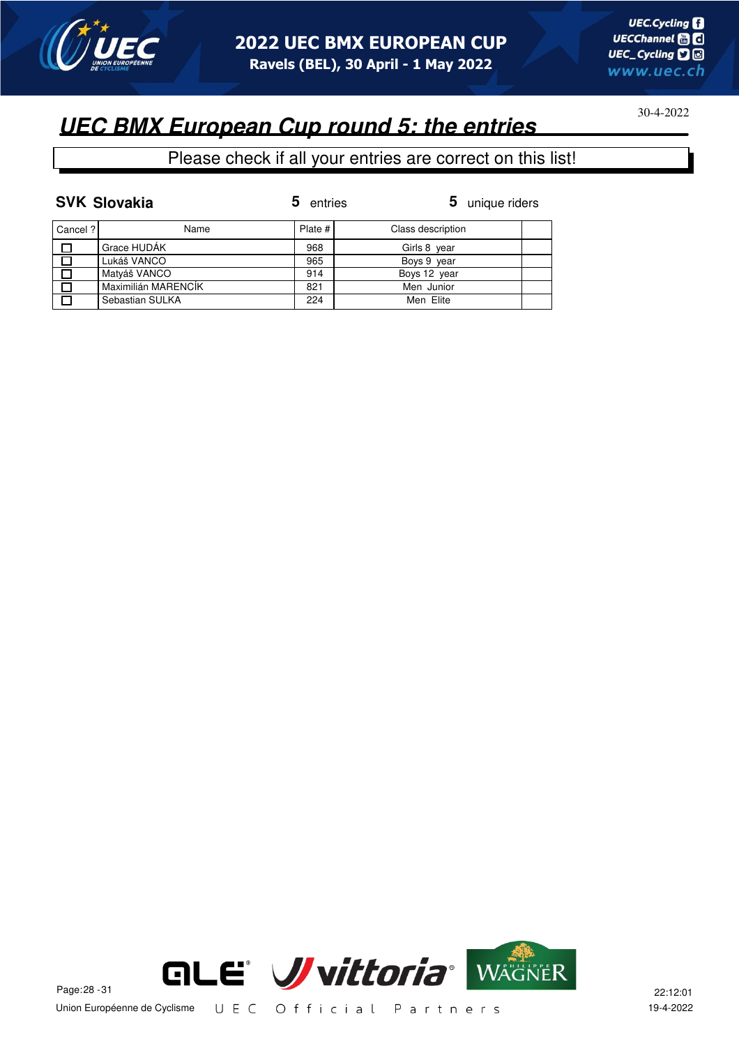## UEC BMX European Cup round 5: the entries

30-4-2022

Please check if all your entries are correct on this list!

**SVK Slovakia** &nbsp;&nbsp; **5** entries &nbsp;&nbsp; **5** unique riders

| Cancel ? | Name | Plate # | Class description | |
|---|---|---|---|---|
| ☐ | Grace HUDÁK | 968 | Girls 8 year | |
| ☐ | Lukáš VANCO | 965 | Boys 9 year | |
| ☐ | Matyáš VANCO | 914 | Boys 12 year | |
| ☐ | Maximilián MARENCÍK | 821 | Men Junior | |
| ☐ | Sebastian SULKA | 224 | Men Elite | |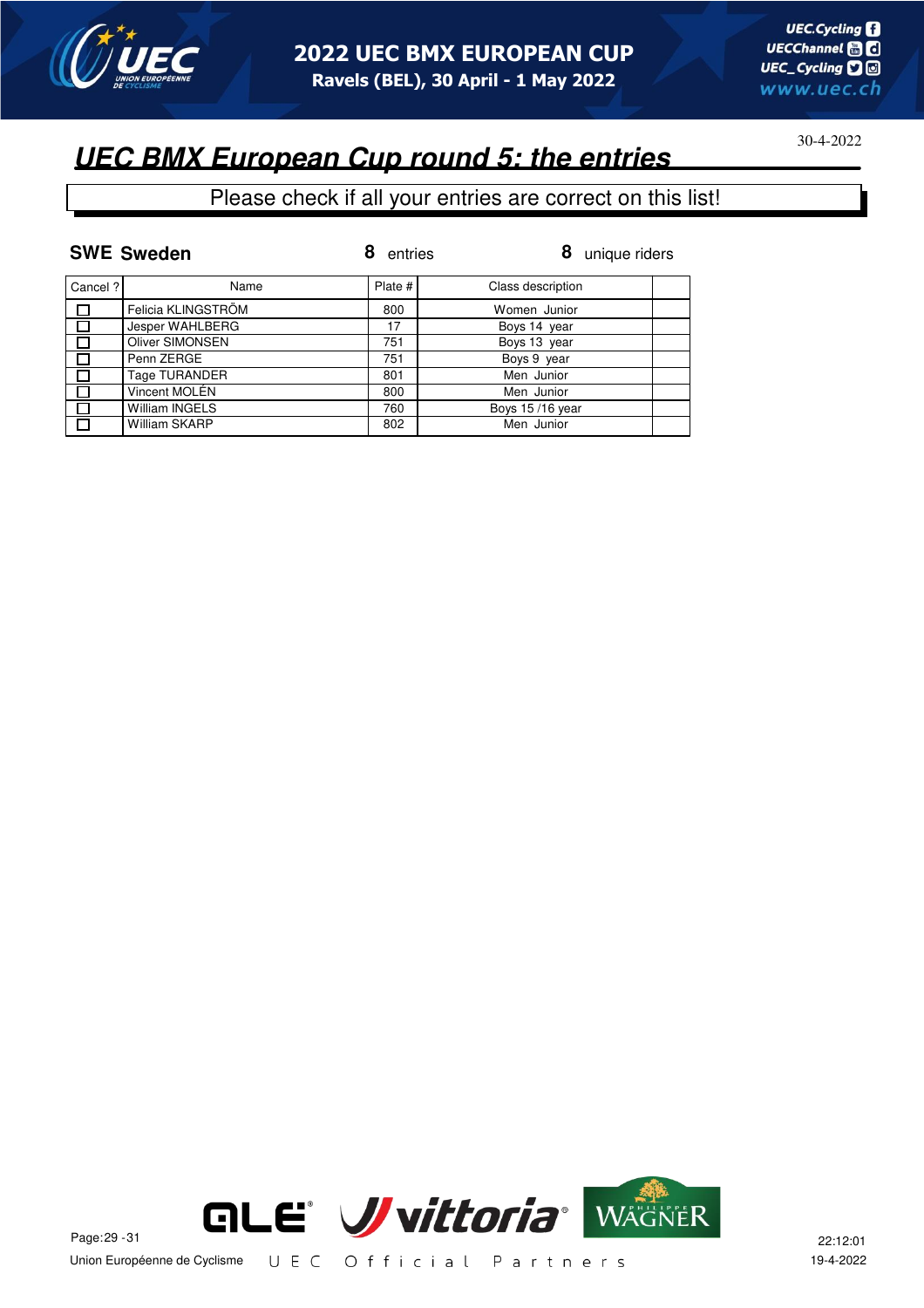# UEC BMX European Cup round 5: the entries

30-4-2022

Please check if all your entries are correct on this list!

**SWE Sweden** — **8** entries — **8** unique riders

| Cancel ? | Name | Plate # | Class description | |
|---|---|---|---|---|
| ☐ | Felicia KLINGSTRÖM | 800 | Women Junior | |
| ☐ | Jesper WAHLBERG | 17 | Boys 14 year | |
| ☐ | Oliver SIMONSEN | 751 | Boys 13 year | |
| ☐ | Penn ZERGE | 751 | Boys 9 year | |
| ☐ | Tage TURANDER | 801 | Men Junior | |
| ☐ | Vincent MOLÉN | 800 | Men Junior | |
| ☐ | William INGELS | 760 | Boys 15 /16 year | |
| ☐ | William SKARP | 802 | Men Junior | |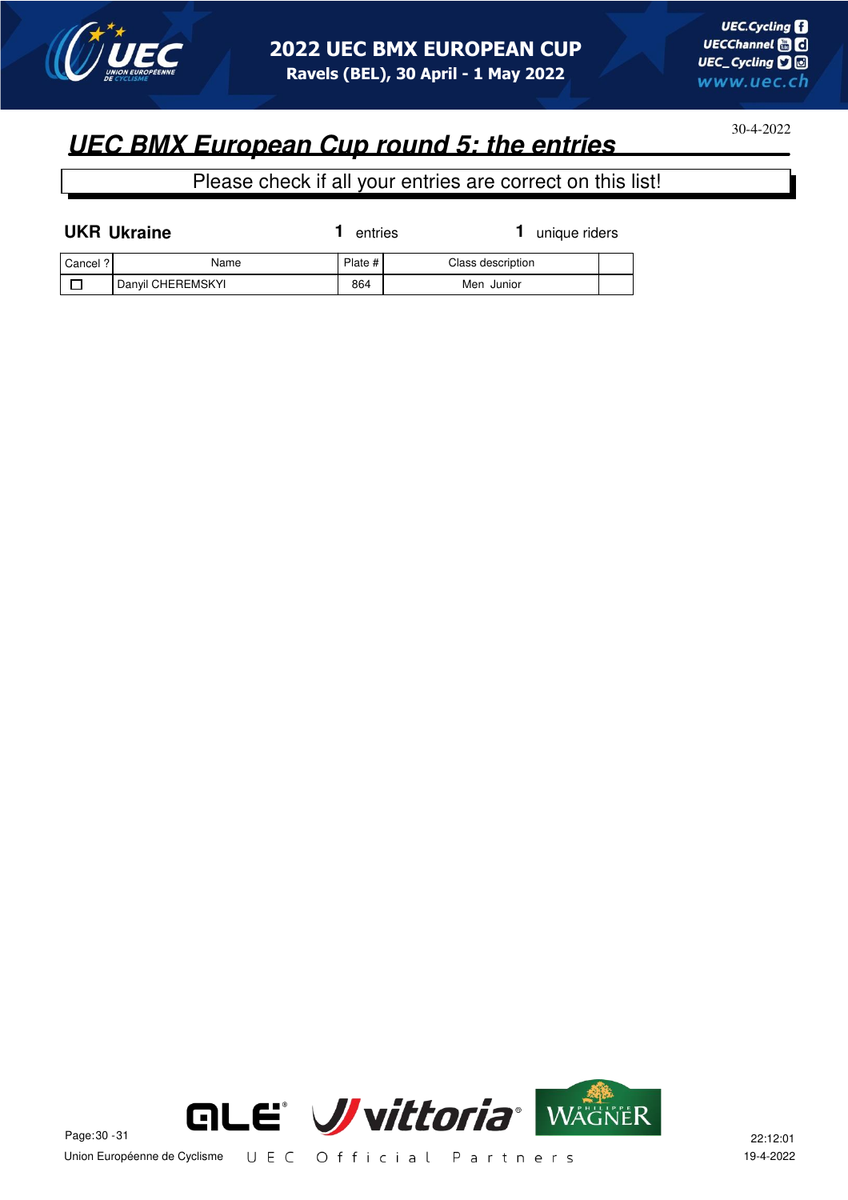## UEC BMX European Cup round 5: the entries

30-4-2022

Please check if all your entries are correct on this list!

**UKR Ukraine** — **1** entries — **1** unique riders

| Cancel ? | Name | Plate # | Class description | |
|---|---|---|---|---|
| ☐ | Danyil CHEREMSKYI | 864 | Men Junior | |

Union Européenne de Cyclisme — UEC Official Partners

22:12:01
19-4-2022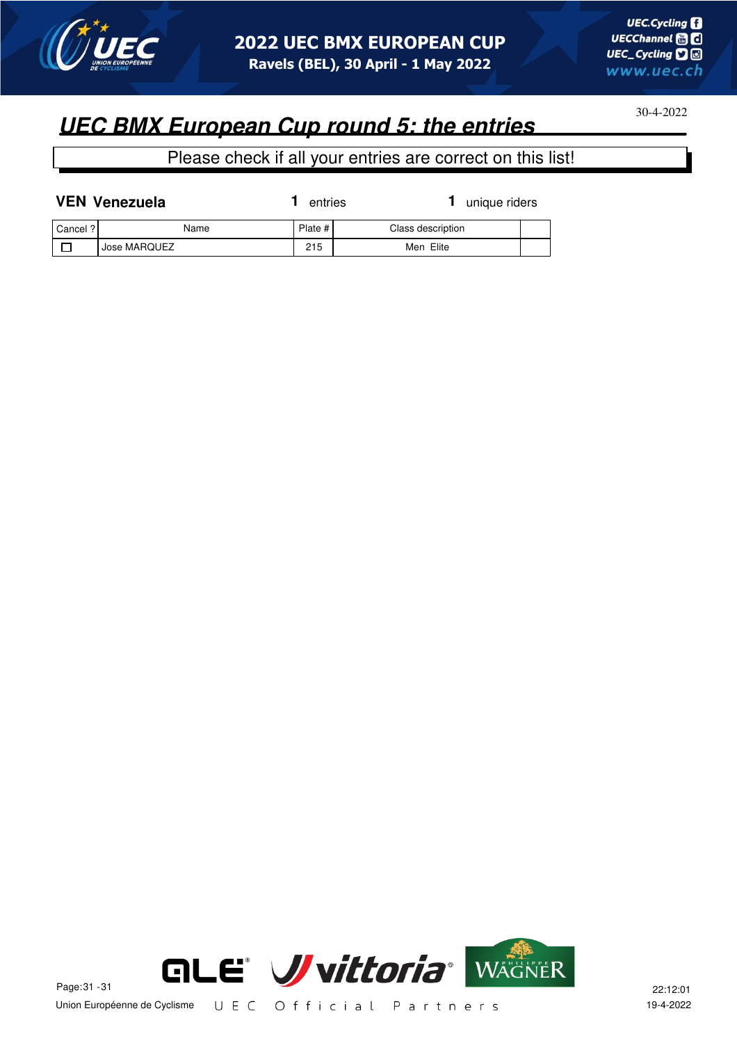## UEC BMX European Cup round 5: the entries

30-4-2022

Please check if all your entries are correct on this list!

**VEN Venezuela** — **1** entries — **1** unique riders

| Cancel ? | Name | Plate # | Class description | |
|---|---|---|---|---|
| ☐ | Jose MARQUEZ | 215 | Men Elite | |

Union Européenne de Cyclisme

UEC Official Partners

22:12:01
19-4-2022